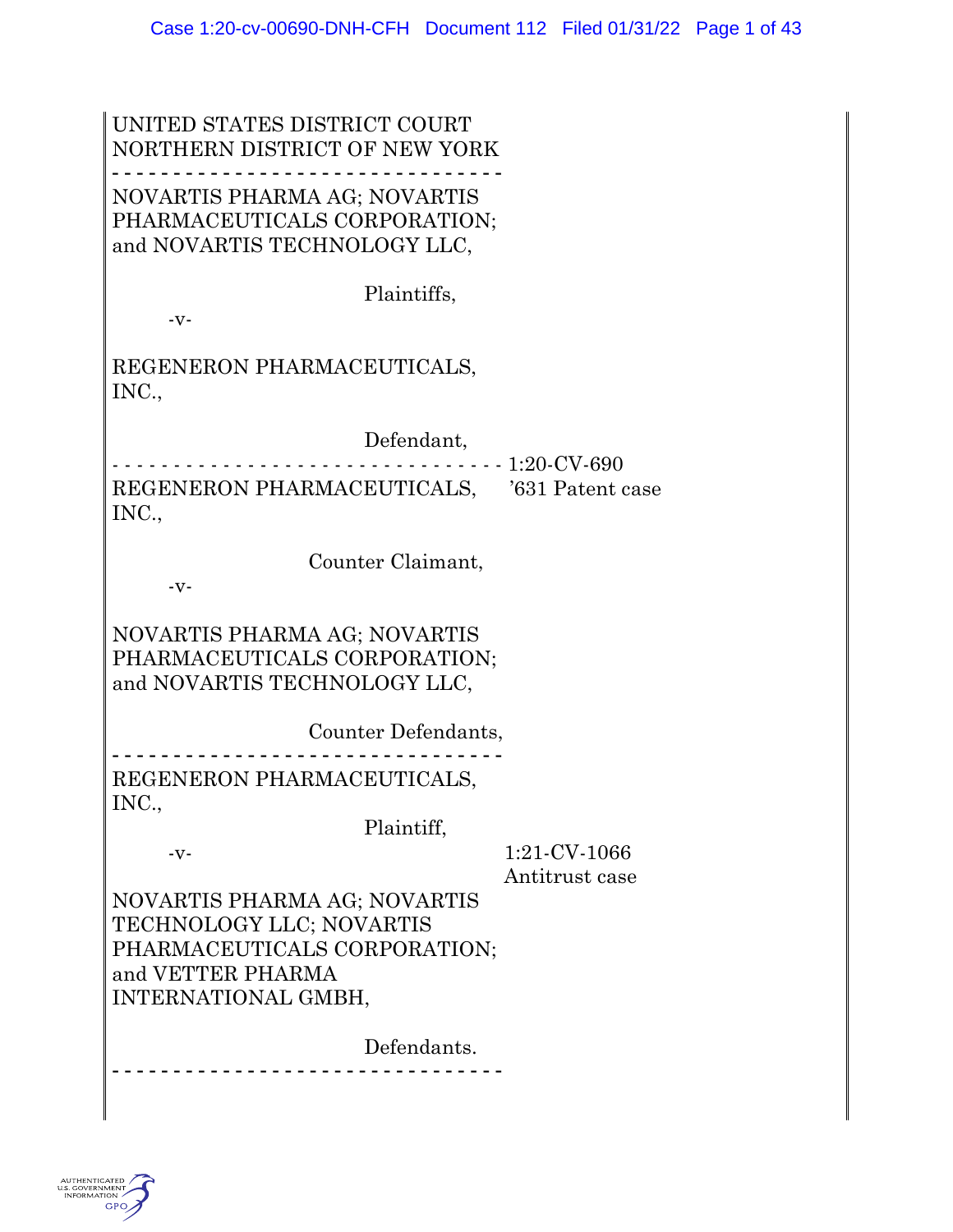UNITED STATES DISTRICT COURT
NORTHERN DISTRICT OF NEW YORK

- - - - - - - - - - - - - - - - - - - - - - - - - - - - - - - -

NOVARTIS PHARMA AG; NOVARTIS PHARMACEUTICALS CORPORATION; and NOVARTIS TECHNOLOGY LLC,

Plaintiffs,

-v-

REGENERON PHARMACEUTICALS, INC.,

Defendant,

- - - - - - - - - - - - - - - - - - - - - - - - - - - - - - - - 1:20-CV-690

REGENERON PHARMACEUTICALS, INC., ’631 Patent case

Counter Claimant,

-v-

NOVARTIS PHARMA AG; NOVARTIS PHARMACEUTICALS CORPORATION; and NOVARTIS TECHNOLOGY LLC,

Counter Defendants,

- - - - - - - - - - - - - - - - - - - - - - - - - - - - - - - -

REGENERON PHARMACEUTICALS, INC.,

Plaintiff,

-v- 1:21-CV-1066
Antitrust case

NOVARTIS PHARMA AG; NOVARTIS TECHNOLOGY LLC; NOVARTIS PHARMACEUTICALS CORPORATION; and VETTER PHARMA INTERNATIONAL GMBH,

Defendants.

- - - - - - - - - - - - - - - - - - - - - - - - - - - - - - - -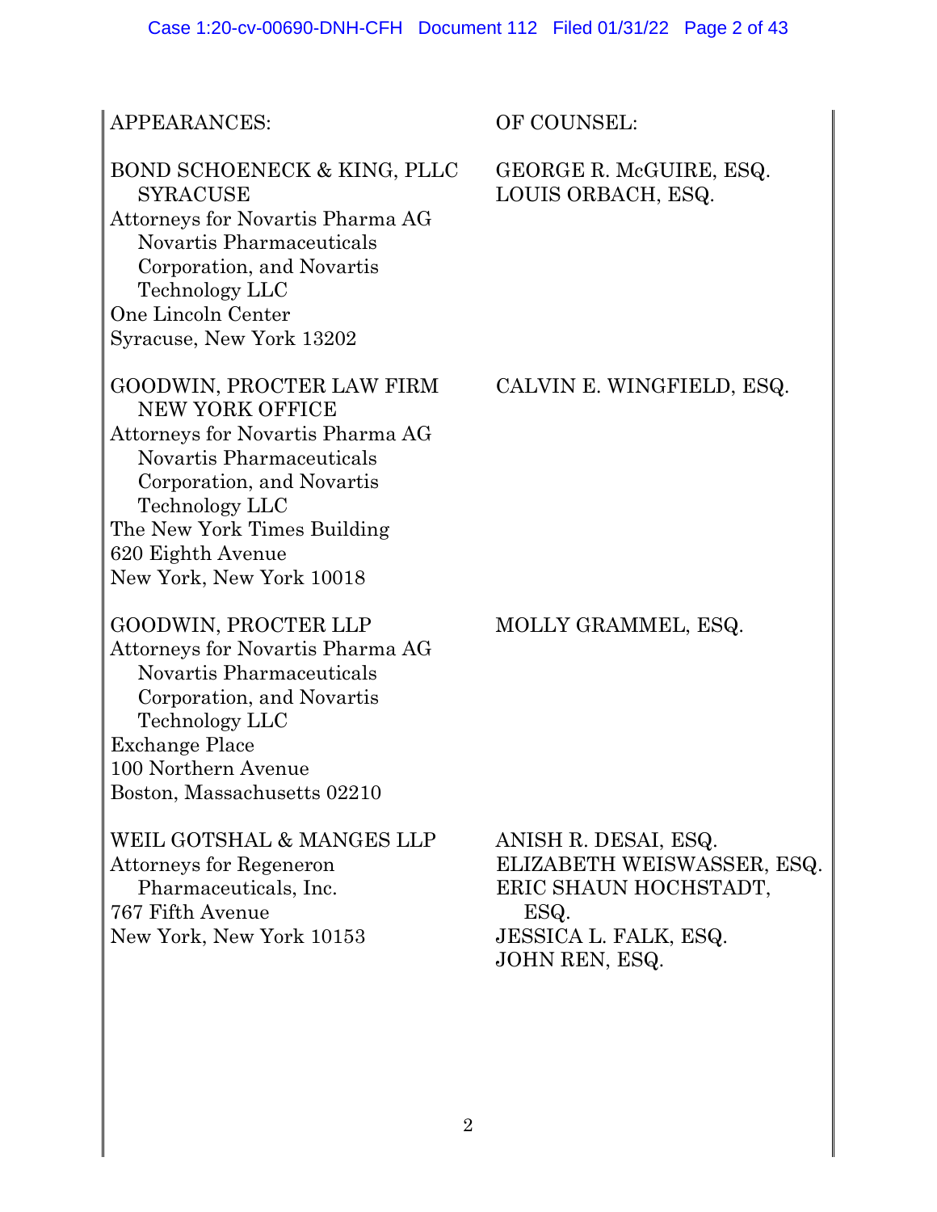| APPEARANCES: | OF COUNSEL: |
| --- | --- |
| BOND SCHOENECK & KING, PLLC SYRACUSE<br>Attorneys for Novartis Pharma AG Novartis Pharmaceuticals Corporation, and Novartis Technology LLC<br>One Lincoln Center<br>Syracuse, New York 13202 | GEORGE R. McGUIRE, ESQ.<br>LOUIS ORBACH, ESQ. |
| GOODWIN, PROCTER LAW FIRM NEW YORK OFFICE<br>Attorneys for Novartis Pharma AG Novartis Pharmaceuticals Corporation, and Novartis Technology LLC<br>The New York Times Building<br>620 Eighth Avenue<br>New York, New York 10018 | CALVIN E. WINGFIELD, ESQ. |
| GOODWIN, PROCTER LLP<br>Attorneys for Novartis Pharma AG Novartis Pharmaceuticals Corporation, and Novartis Technology LLC<br>Exchange Place<br>100 Northern Avenue<br>Boston, Massachusetts 02210 | MOLLY GRAMMEL, ESQ. |
| WEIL GOTSHAL & MANGES LLP<br>Attorneys for Regeneron Pharmaceuticals, Inc.<br>767 Fifth Avenue<br>New York, New York 10153 | ANISH R. DESAI, ESQ.<br>ELIZABETH WEISWASSER, ESQ.<br>ERIC SHAUN HOCHSTADT, ESQ.<br>JESSICA L. FALK, ESQ.<br>JOHN REN, ESQ. |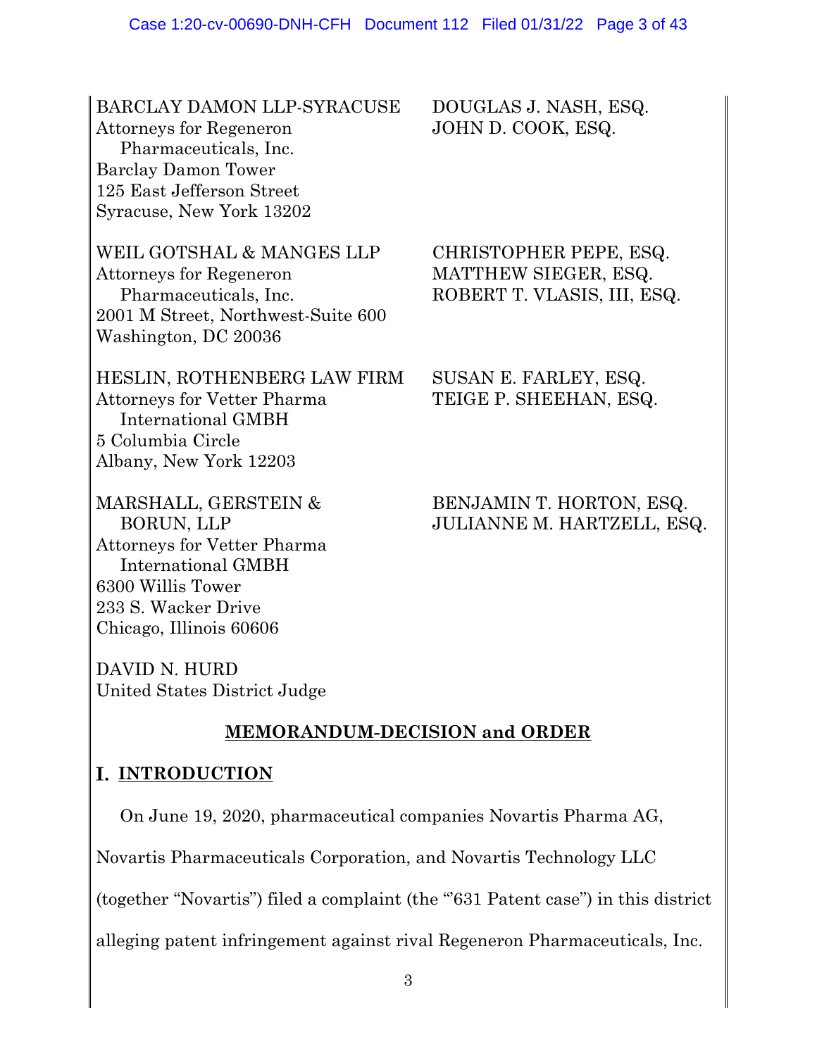| | |
|---|---|
| BARCLAY DAMON LLP-SYRACUSE<br>Attorneys for Regeneron Pharmaceuticals, Inc.<br>Barclay Damon Tower<br>125 East Jefferson Street<br>Syracuse, New York 13202 | DOUGLAS J. NASH, ESQ.<br>JOHN D. COOK, ESQ. |
| WEIL GOTSHAL & MANGES LLP<br>Attorneys for Regeneron Pharmaceuticals, Inc.<br>2001 M Street, Northwest-Suite 600<br>Washington, DC 20036 | CHRISTOPHER PEPE, ESQ.<br>MATTHEW SIEGER, ESQ.<br>ROBERT T. VLASIS, III, ESQ. |
| HESLIN, ROTHENBERG LAW FIRM<br>Attorneys for Vetter Pharma International GMBH<br>5 Columbia Circle<br>Albany, New York 12203 | SUSAN E. FARLEY, ESQ.<br>TEIGE P. SHEEHAN, ESQ. |
| MARSHALL, GERSTEIN & BORUN, LLP<br>Attorneys for Vetter Pharma International GMBH<br>6300 Willis Tower<br>233 S. Wacker Drive<br>Chicago, Illinois 60606 | BENJAMIN T. HORTON, ESQ.<br>JULIANNE M. HARTZELL, ESQ. |

DAVID N. HURD
United States District Judge

## MEMORANDUM-DECISION and ORDER

## I. INTRODUCTION

On June 19, 2020, pharmaceutical companies Novartis Pharma AG, Novartis Pharmaceuticals Corporation, and Novartis Technology LLC (together "Novartis") filed a complaint (the "'631 Patent case") in this district alleging patent infringement against rival Regeneron Pharmaceuticals, Inc.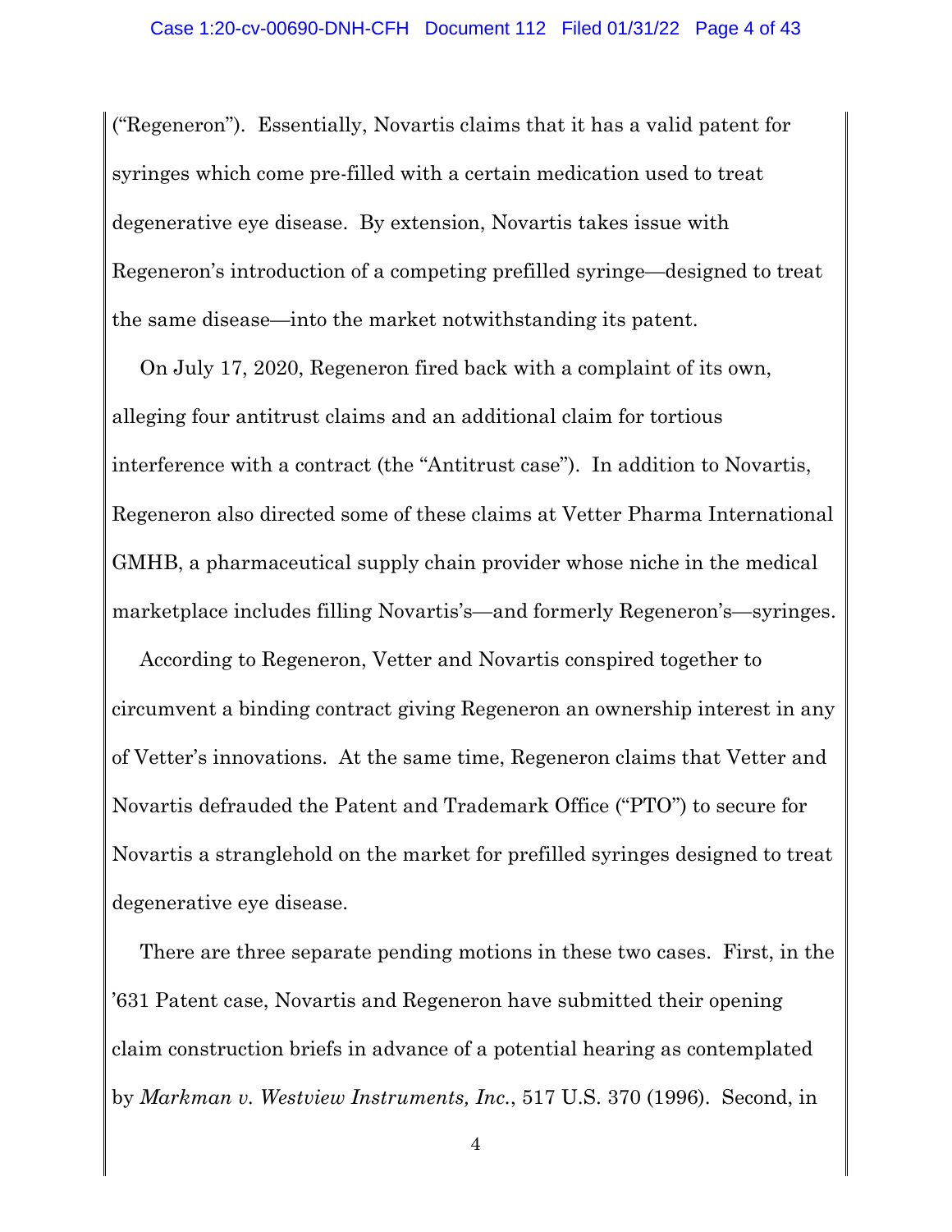("Regeneron"). Essentially, Novartis claims that it has a valid patent for syringes which come pre-filled with a certain medication used to treat degenerative eye disease. By extension, Novartis takes issue with Regeneron's introduction of a competing prefilled syringe—designed to treat the same disease—into the market notwithstanding its patent.

On July 17, 2020, Regeneron fired back with a complaint of its own, alleging four antitrust claims and an additional claim for tortious interference with a contract (the "Antitrust case"). In addition to Novartis, Regeneron also directed some of these claims at Vetter Pharma International GMHB, a pharmaceutical supply chain provider whose niche in the medical marketplace includes filling Novartis's—and formerly Regeneron's—syringes.

According to Regeneron, Vetter and Novartis conspired together to circumvent a binding contract giving Regeneron an ownership interest in any of Vetter's innovations. At the same time, Regeneron claims that Vetter and Novartis defrauded the Patent and Trademark Office ("PTO") to secure for Novartis a stranglehold on the market for prefilled syringes designed to treat degenerative eye disease.

There are three separate pending motions in these two cases. First, in the '631 Patent case, Novartis and Regeneron have submitted their opening claim construction briefs in advance of a potential hearing as contemplated by *Markman v. Westview Instruments, Inc.*, 517 U.S. 370 (1996). Second, in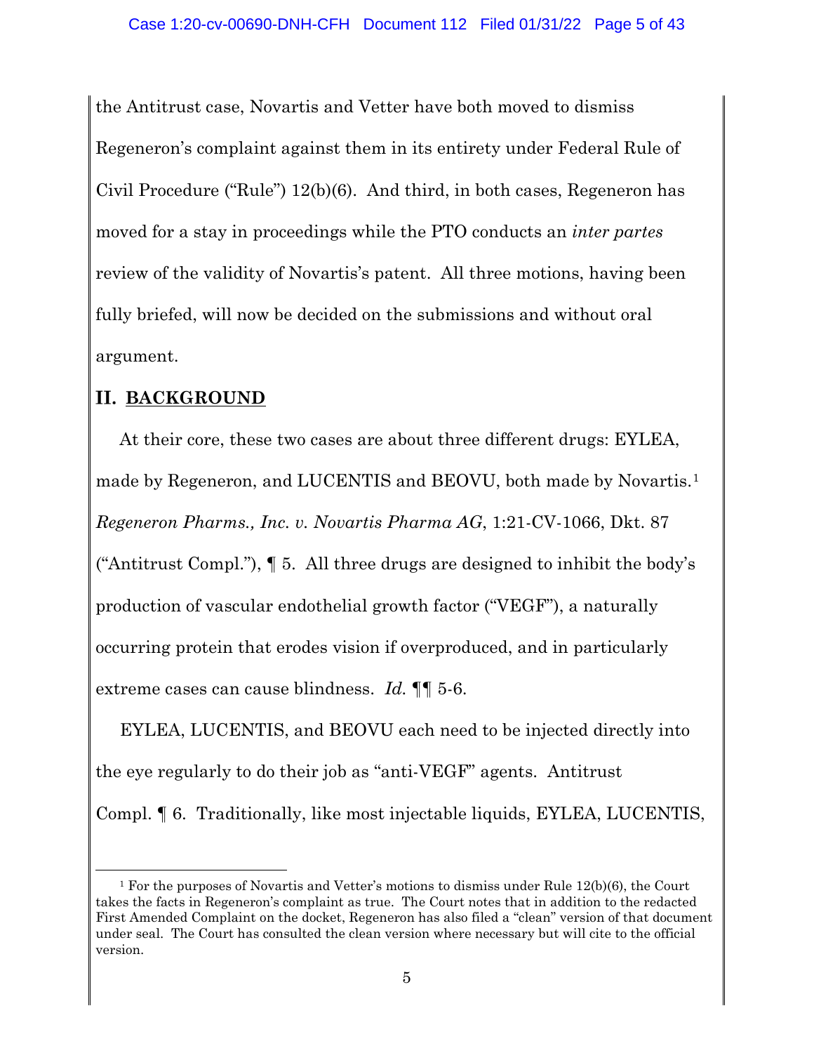the Antitrust case, Novartis and Vetter have both moved to dismiss Regeneron's complaint against them in its entirety under Federal Rule of Civil Procedure ("Rule") 12(b)(6). And third, in both cases, Regeneron has moved for a stay in proceedings while the PTO conducts an *inter partes* review of the validity of Novartis's patent. All three motions, having been fully briefed, will now be decided on the submissions and without oral argument.

## II. BACKGROUND

At their core, these two cases are about three different drugs: EYLEA, made by Regeneron, and LUCENTIS and BEOVU, both made by Novartis.[1] *Regeneron Pharms., Inc. v. Novartis Pharma AG*, 1:21-CV-1066, Dkt. 87 ("Antitrust Compl."), ¶ 5. All three drugs are designed to inhibit the body's production of vascular endothelial growth factor ("VEGF"), a naturally occurring protein that erodes vision if overproduced, and in particularly extreme cases can cause blindness. *Id.* ¶¶ 5-6.

EYLEA, LUCENTIS, and BEOVU each need to be injected directly into the eye regularly to do their job as "anti-VEGF" agents. Antitrust Compl. ¶ 6. Traditionally, like most injectable liquids, EYLEA, LUCENTIS,

[1] For the purposes of Novartis and Vetter's motions to dismiss under Rule 12(b)(6), the Court takes the facts in Regeneron's complaint as true. The Court notes that in addition to the redacted First Amended Complaint on the docket, Regeneron has also filed a "clean" version of that document under seal. The Court has consulted the clean version where necessary but will cite to the official version.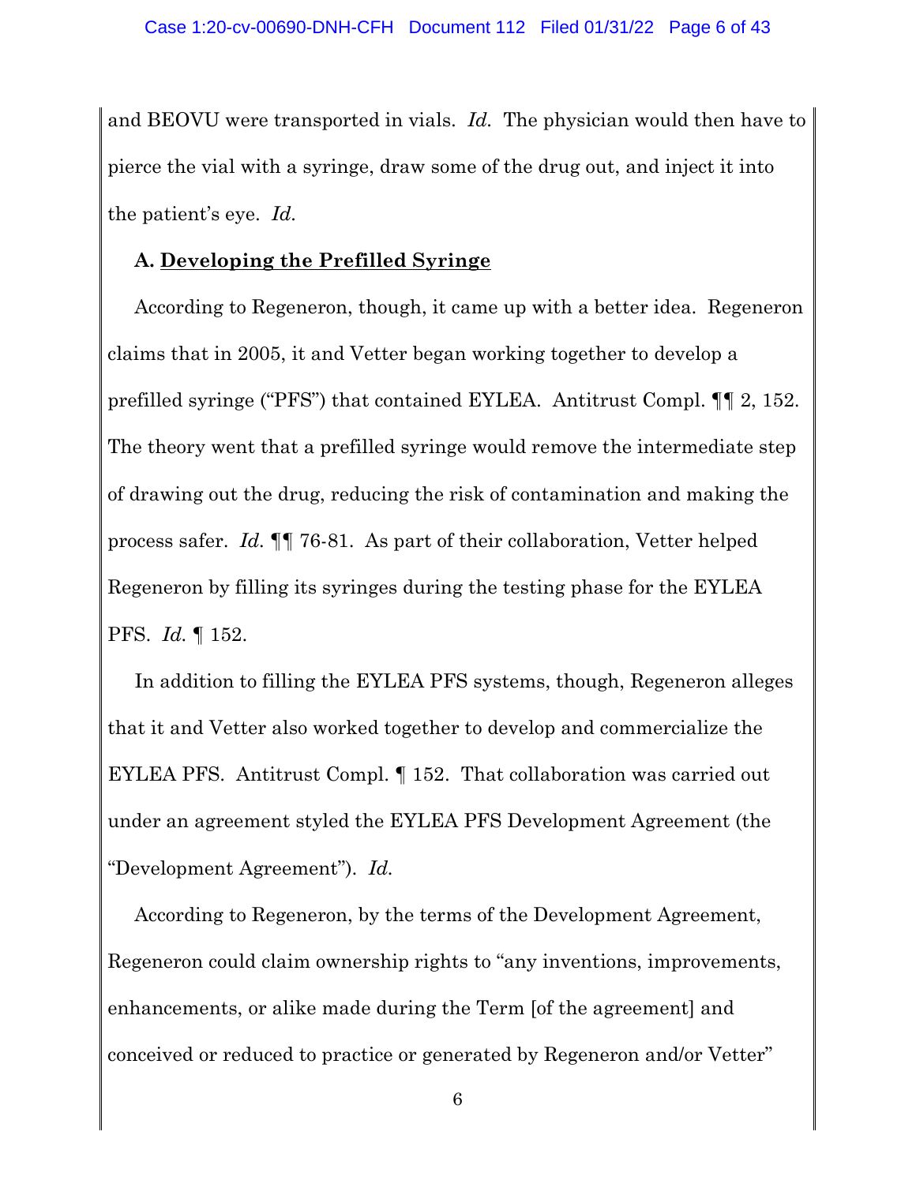and BEOVU were transported in vials. *Id.* The physician would then have to pierce the vial with a syringe, draw some of the drug out, and inject it into the patient's eye. *Id.*

**A. <u>Developing the Prefilled Syringe</u>**

According to Regeneron, though, it came up with a better idea. Regeneron claims that in 2005, it and Vetter began working together to develop a prefilled syringe ("PFS") that contained EYLEA. Antitrust Compl. ¶¶ 2, 152. The theory went that a prefilled syringe would remove the intermediate step of drawing out the drug, reducing the risk of contamination and making the process safer. *Id.* ¶¶ 76-81. As part of their collaboration, Vetter helped Regeneron by filling its syringes during the testing phase for the EYLEA PFS. *Id.* ¶ 152.

In addition to filling the EYLEA PFS systems, though, Regeneron alleges that it and Vetter also worked together to develop and commercialize the EYLEA PFS. Antitrust Compl. ¶ 152. That collaboration was carried out under an agreement styled the EYLEA PFS Development Agreement (the "Development Agreement"). *Id.*

According to Regeneron, by the terms of the Development Agreement, Regeneron could claim ownership rights to "any inventions, improvements, enhancements, or alike made during the Term [of the agreement] and conceived or reduced to practice or generated by Regeneron and/or Vetter"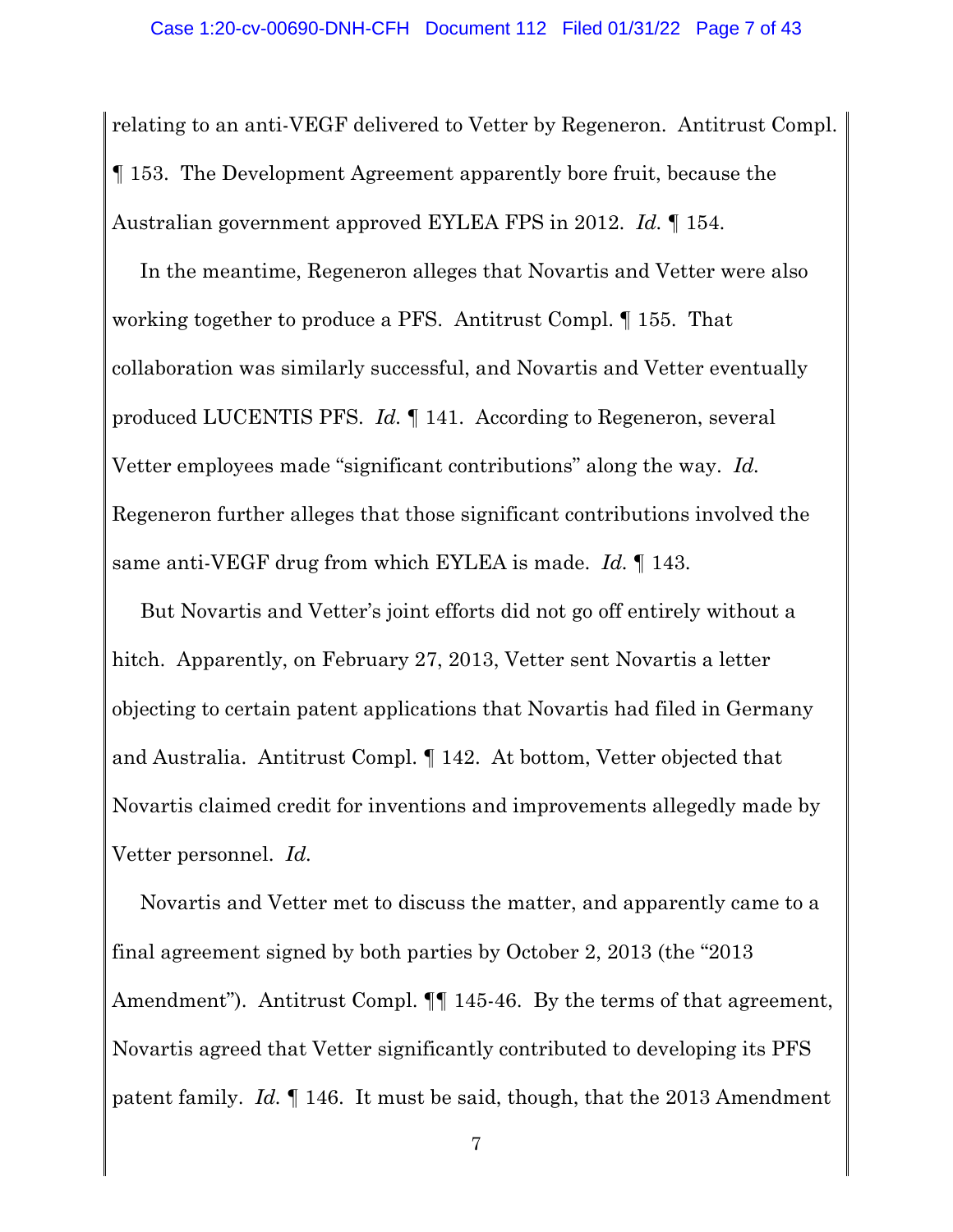relating to an anti-VEGF delivered to Vetter by Regeneron. Antitrust Compl. ¶ 153. The Development Agreement apparently bore fruit, because the Australian government approved EYLEA FPS in 2012. *Id.* ¶ 154.

In the meantime, Regeneron alleges that Novartis and Vetter were also working together to produce a PFS. Antitrust Compl. ¶ 155. That collaboration was similarly successful, and Novartis and Vetter eventually produced LUCENTIS PFS. *Id.* ¶ 141. According to Regeneron, several Vetter employees made "significant contributions" along the way. *Id.* Regeneron further alleges that those significant contributions involved the same anti-VEGF drug from which EYLEA is made. *Id.* ¶ 143.

But Novartis and Vetter's joint efforts did not go off entirely without a hitch. Apparently, on February 27, 2013, Vetter sent Novartis a letter objecting to certain patent applications that Novartis had filed in Germany and Australia. Antitrust Compl. ¶ 142. At bottom, Vetter objected that Novartis claimed credit for inventions and improvements allegedly made by Vetter personnel. *Id.*

Novartis and Vetter met to discuss the matter, and apparently came to a final agreement signed by both parties by October 2, 2013 (the "2013 Amendment"). Antitrust Compl. ¶¶ 145-46. By the terms of that agreement, Novartis agreed that Vetter significantly contributed to developing its PFS patent family. *Id.* ¶ 146. It must be said, though, that the 2013 Amendment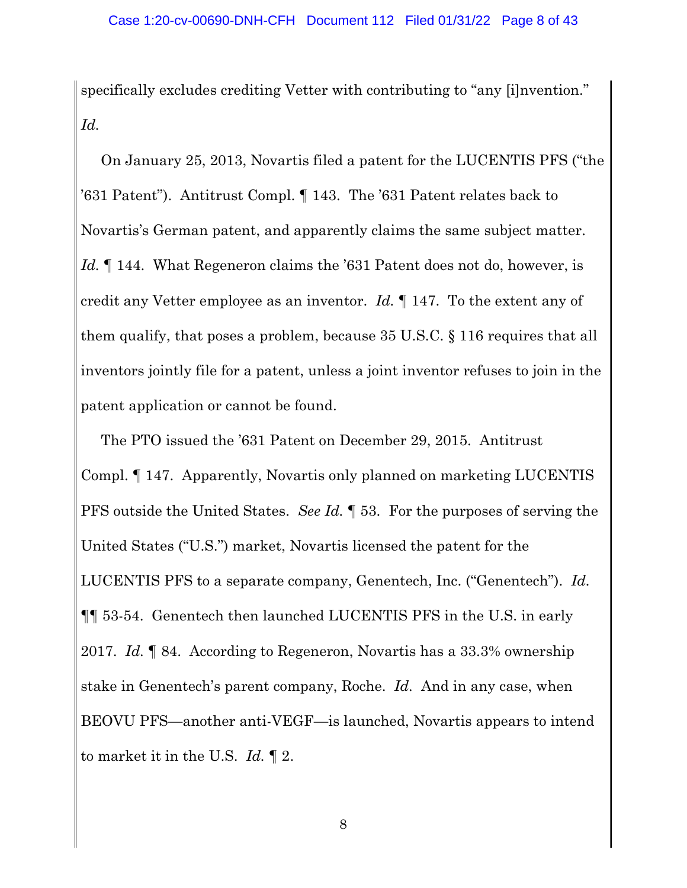specifically excludes crediting Vetter with contributing to "any [i]nvention." *Id.*

On January 25, 2013, Novartis filed a patent for the LUCENTIS PFS ("the '631 Patent"). Antitrust Compl. ¶ 143. The '631 Patent relates back to Novartis's German patent, and apparently claims the same subject matter. *Id.* ¶ 144. What Regeneron claims the '631 Patent does not do, however, is credit any Vetter employee as an inventor. *Id.* ¶ 147. To the extent any of them qualify, that poses a problem, because 35 U.S.C. § 116 requires that all inventors jointly file for a patent, unless a joint inventor refuses to join in the patent application or cannot be found.

The PTO issued the '631 Patent on December 29, 2015. Antitrust Compl. ¶ 147. Apparently, Novartis only planned on marketing LUCENTIS PFS outside the United States. *See Id.* ¶ 53. For the purposes of serving the United States ("U.S.") market, Novartis licensed the patent for the LUCENTIS PFS to a separate company, Genentech, Inc. ("Genentech"). *Id.* ¶¶ 53-54. Genentech then launched LUCENTIS PFS in the U.S. in early 2017. *Id.* ¶ 84. According to Regeneron, Novartis has a 33.3% ownership stake in Genentech's parent company, Roche. *Id.* And in any case, when BEOVU PFS—another anti-VEGF—is launched, Novartis appears to intend to market it in the U.S. *Id.* ¶ 2.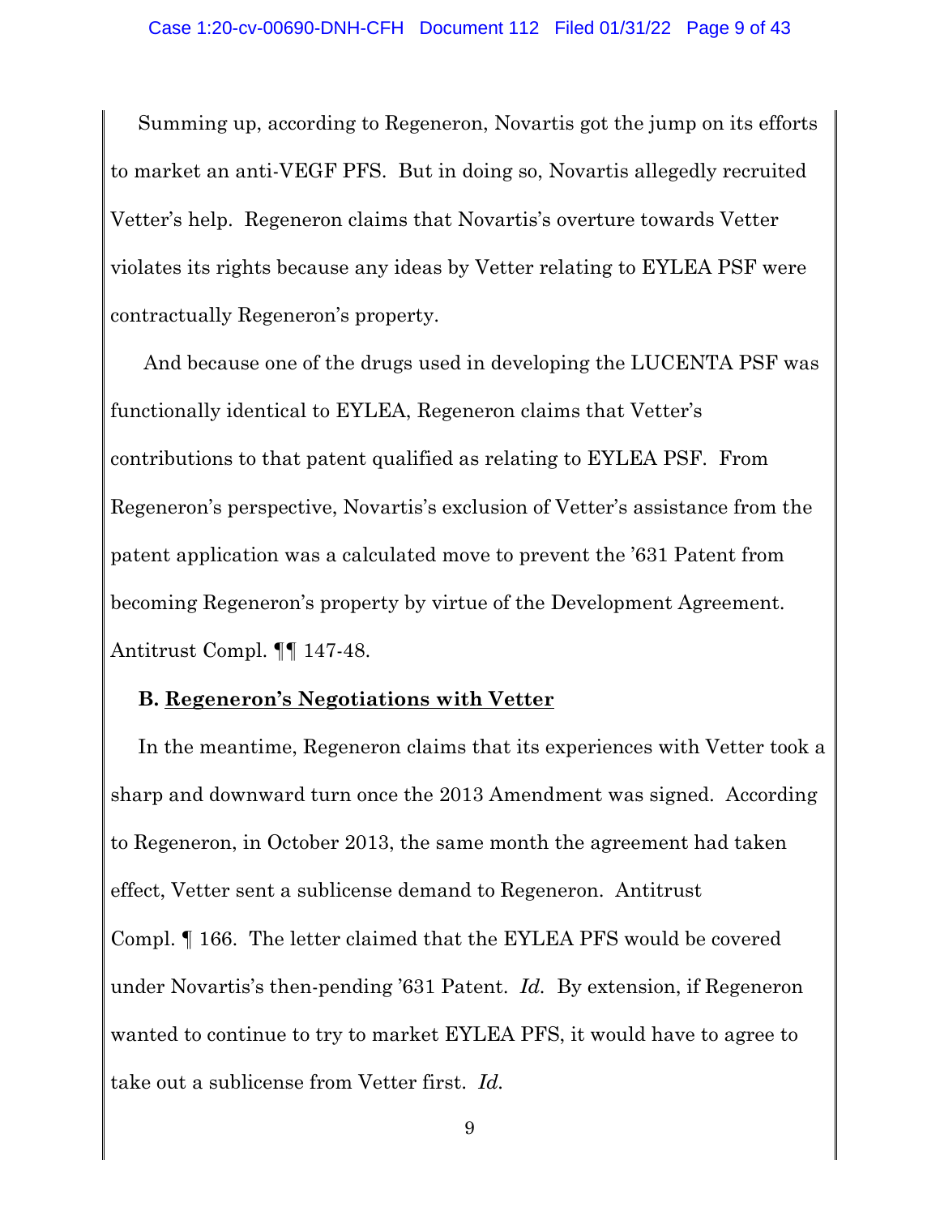Summing up, according to Regeneron, Novartis got the jump on its efforts to market an anti-VEGF PFS. But in doing so, Novartis allegedly recruited Vetter's help. Regeneron claims that Novartis's overture towards Vetter violates its rights because any ideas by Vetter relating to EYLEA PSF were contractually Regeneron's property.

And because one of the drugs used in developing the LUCENTA PSF was functionally identical to EYLEA, Regeneron claims that Vetter's contributions to that patent qualified as relating to EYLEA PSF. From Regeneron's perspective, Novartis's exclusion of Vetter's assistance from the patent application was a calculated move to prevent the '631 Patent from becoming Regeneron's property by virtue of the Development Agreement. Antitrust Compl. ¶¶ 147-48.

**B. <u>Regeneron's Negotiations with Vetter</u>**

In the meantime, Regeneron claims that its experiences with Vetter took a sharp and downward turn once the 2013 Amendment was signed. According to Regeneron, in October 2013, the same month the agreement had taken effect, Vetter sent a sublicense demand to Regeneron. Antitrust Compl. ¶ 166. The letter claimed that the EYLEA PFS would be covered under Novartis's then-pending '631 Patent. *Id.* By extension, if Regeneron wanted to continue to try to market EYLEA PFS, it would have to agree to take out a sublicense from Vetter first. *Id.*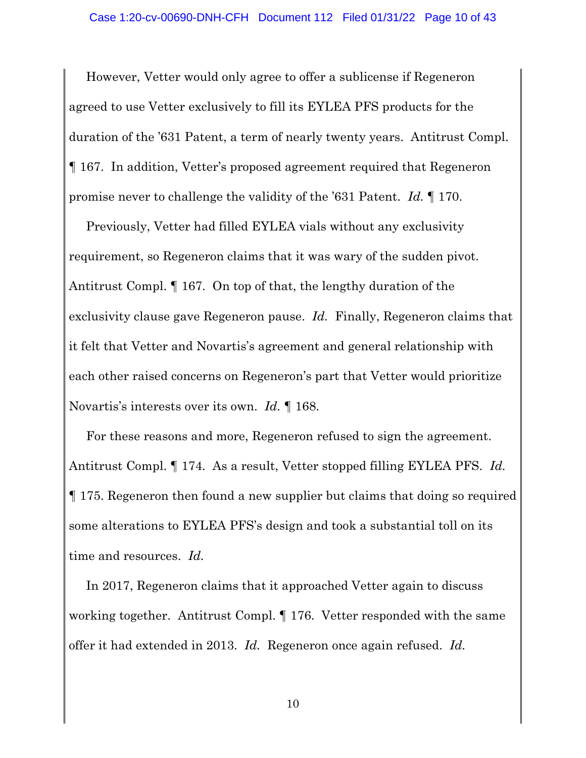However, Vetter would only agree to offer a sublicense if Regeneron agreed to use Vetter exclusively to fill its EYLEA PFS products for the duration of the '631 Patent, a term of nearly twenty years. Antitrust Compl. ¶ 167. In addition, Vetter's proposed agreement required that Regeneron promise never to challenge the validity of the '631 Patent. *Id.* ¶ 170.

Previously, Vetter had filled EYLEA vials without any exclusivity requirement, so Regeneron claims that it was wary of the sudden pivot. Antitrust Compl. ¶ 167. On top of that, the lengthy duration of the exclusivity clause gave Regeneron pause. *Id.* Finally, Regeneron claims that it felt that Vetter and Novartis's agreement and general relationship with each other raised concerns on Regeneron's part that Vetter would prioritize Novartis's interests over its own. *Id.* ¶ 168.

For these reasons and more, Regeneron refused to sign the agreement. Antitrust Compl. ¶ 174. As a result, Vetter stopped filling EYLEA PFS. *Id.* ¶ 175. Regeneron then found a new supplier but claims that doing so required some alterations to EYLEA PFS's design and took a substantial toll on its time and resources. *Id.*

In 2017, Regeneron claims that it approached Vetter again to discuss working together. Antitrust Compl. ¶ 176. Vetter responded with the same offer it had extended in 2013. *Id.* Regeneron once again refused. *Id.*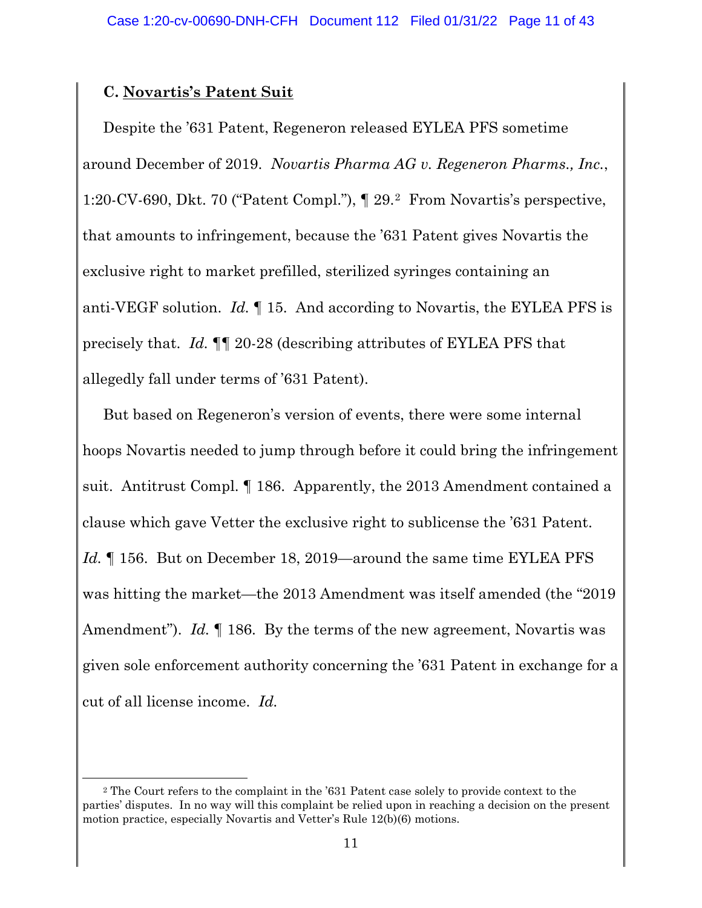### C. Novartis's Patent Suit

Despite the '631 Patent, Regeneron released EYLEA PFS sometime around December of 2019. *Novartis Pharma AG v. Regeneron Pharms., Inc.*, 1:20-CV-690, Dkt. 70 ("Patent Compl."), ¶ 29.[2] From Novartis's perspective, that amounts to infringement, because the '631 Patent gives Novartis the exclusive right to market prefilled, sterilized syringes containing an anti-VEGF solution. *Id.* ¶ 15. And according to Novartis, the EYLEA PFS is precisely that. *Id.* ¶¶ 20-28 (describing attributes of EYLEA PFS that allegedly fall under terms of '631 Patent).

But based on Regeneron's version of events, there were some internal hoops Novartis needed to jump through before it could bring the infringement suit. Antitrust Compl. ¶ 186. Apparently, the 2013 Amendment contained a clause which gave Vetter the exclusive right to sublicense the '631 Patent. *Id.* ¶ 156. But on December 18, 2019—around the same time EYLEA PFS was hitting the market—the 2013 Amendment was itself amended (the "2019 Amendment"). *Id.* ¶ 186. By the terms of the new agreement, Novartis was given sole enforcement authority concerning the '631 Patent in exchange for a cut of all license income. *Id.*

[2] The Court refers to the complaint in the '631 Patent case solely to provide context to the parties' disputes. In no way will this complaint be relied upon in reaching a decision on the present motion practice, especially Novartis and Vetter's Rule 12(b)(6) motions.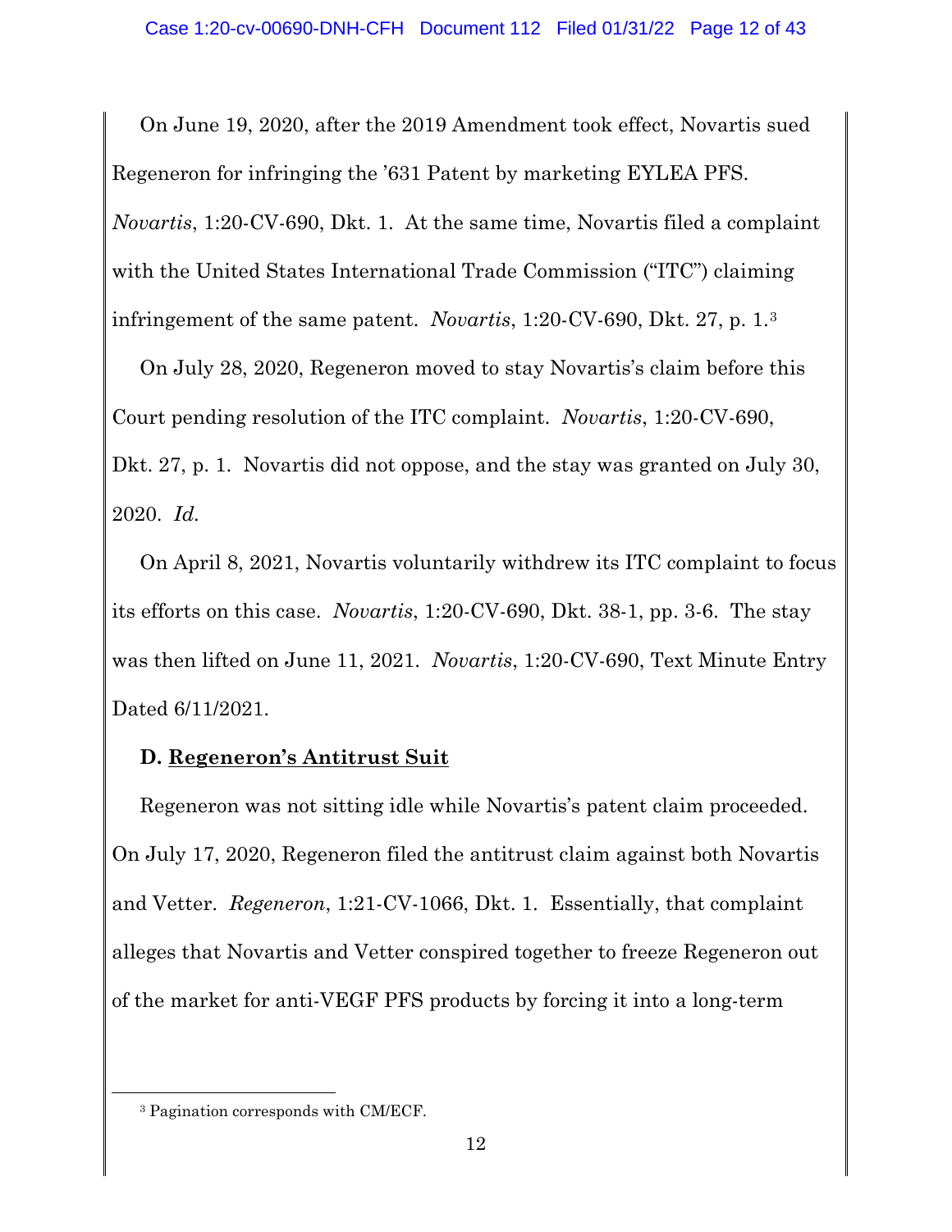On June 19, 2020, after the 2019 Amendment took effect, Novartis sued Regeneron for infringing the '631 Patent by marketing EYLEA PFS. *Novartis*, 1:20-CV-690, Dkt. 1. At the same time, Novartis filed a complaint with the United States International Trade Commission ("ITC") claiming infringement of the same patent. *Novartis*, 1:20-CV-690, Dkt. 27, p. 1.[3]

On July 28, 2020, Regeneron moved to stay Novartis's claim before this Court pending resolution of the ITC complaint. *Novartis*, 1:20-CV-690, Dkt. 27, p. 1. Novartis did not oppose, and the stay was granted on July 30, 2020. *Id.*

On April 8, 2021, Novartis voluntarily withdrew its ITC complaint to focus its efforts on this case. *Novartis*, 1:20-CV-690, Dkt. 38-1, pp. 3-6. The stay was then lifted on June 11, 2021. *Novartis*, 1:20-CV-690, Text Minute Entry Dated 6/11/2021.

### D. Regeneron's Antitrust Suit

Regeneron was not sitting idle while Novartis's patent claim proceeded. On July 17, 2020, Regeneron filed the antitrust claim against both Novartis and Vetter. *Regeneron*, 1:21-CV-1066, Dkt. 1. Essentially, that complaint alleges that Novartis and Vetter conspired together to freeze Regeneron out of the market for anti-VEGF PFS products by forcing it into a long-term

[3] Pagination corresponds with CM/ECF.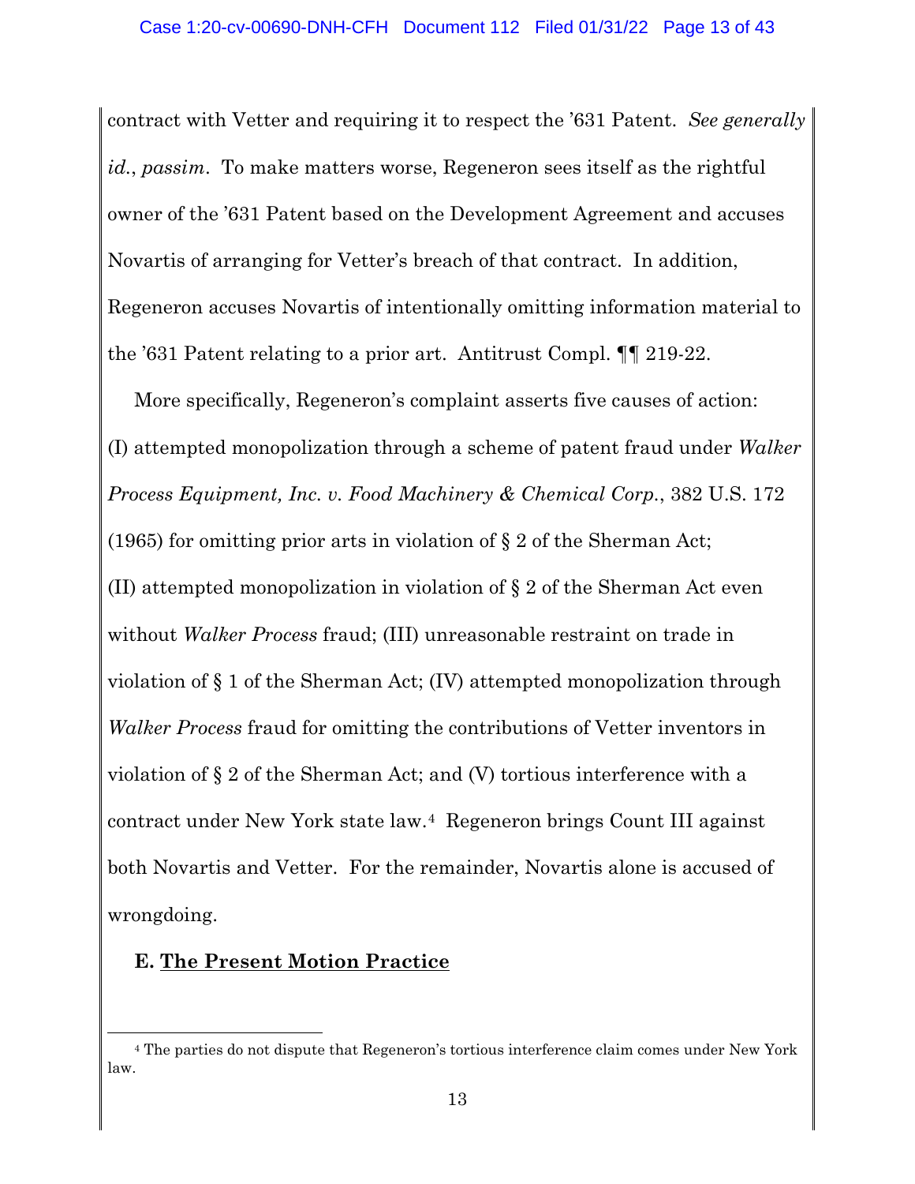contract with Vetter and requiring it to respect the '631 Patent. *See generally id.*, *passim*. To make matters worse, Regeneron sees itself as the rightful owner of the '631 Patent based on the Development Agreement and accuses Novartis of arranging for Vetter's breach of that contract. In addition, Regeneron accuses Novartis of intentionally omitting information material to the '631 Patent relating to a prior art. Antitrust Compl. ¶¶ 219-22.

More specifically, Regeneron's complaint asserts five causes of action: (I) attempted monopolization through a scheme of patent fraud under *Walker Process Equipment, Inc. v. Food Machinery & Chemical Corp.*, 382 U.S. 172 (1965) for omitting prior arts in violation of § 2 of the Sherman Act; (II) attempted monopolization in violation of § 2 of the Sherman Act even without *Walker Process* fraud; (III) unreasonable restraint on trade in violation of § 1 of the Sherman Act; (IV) attempted monopolization through *Walker Process* fraud for omitting the contributions of Vetter inventors in violation of § 2 of the Sherman Act; and (V) tortious interference with a contract under New York state law.[4] Regeneron brings Count III against both Novartis and Vetter. For the remainder, Novartis alone is accused of wrongdoing.

### E. The Present Motion Practice

[4] The parties do not dispute that Regeneron's tortious interference claim comes under New York law.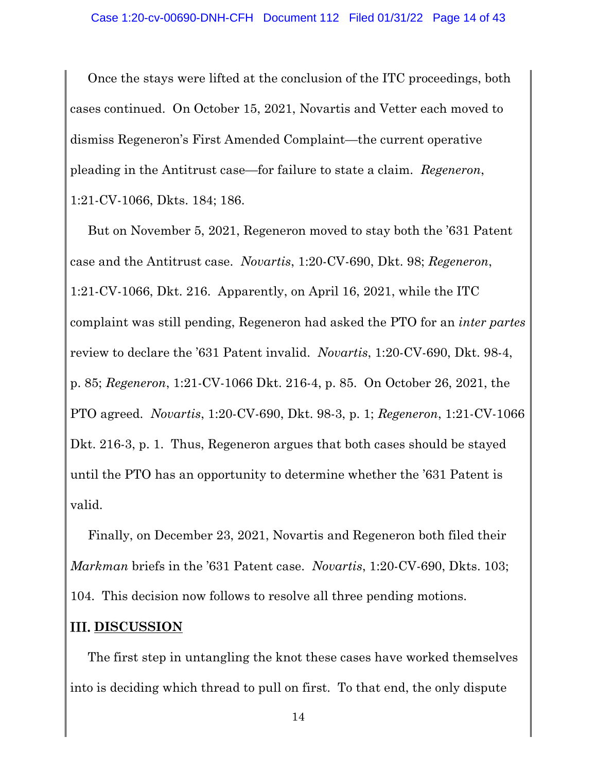Once the stays were lifted at the conclusion of the ITC proceedings, both cases continued. On October 15, 2021, Novartis and Vetter each moved to dismiss Regeneron's First Amended Complaint—the current operative pleading in the Antitrust case—for failure to state a claim. *Regeneron*, 1:21-CV-1066, Dkts. 184; 186.

But on November 5, 2021, Regeneron moved to stay both the '631 Patent case and the Antitrust case. *Novartis*, 1:20-CV-690, Dkt. 98; *Regeneron*, 1:21-CV-1066, Dkt. 216. Apparently, on April 16, 2021, while the ITC complaint was still pending, Regeneron had asked the PTO for an *inter partes* review to declare the '631 Patent invalid. *Novartis*, 1:20-CV-690, Dkt. 98-4, p. 85; *Regeneron*, 1:21-CV-1066 Dkt. 216-4, p. 85. On October 26, 2021, the PTO agreed. *Novartis*, 1:20-CV-690, Dkt. 98-3, p. 1; *Regeneron*, 1:21-CV-1066 Dkt. 216-3, p. 1. Thus, Regeneron argues that both cases should be stayed until the PTO has an opportunity to determine whether the '631 Patent is valid.

Finally, on December 23, 2021, Novartis and Regeneron both filed their *Markman* briefs in the '631 Patent case. *Novartis*, 1:20-CV-690, Dkts. 103; 104. This decision now follows to resolve all three pending motions.

## III. **DISCUSSION**

The first step in untangling the knot these cases have worked themselves into is deciding which thread to pull on first. To that end, the only dispute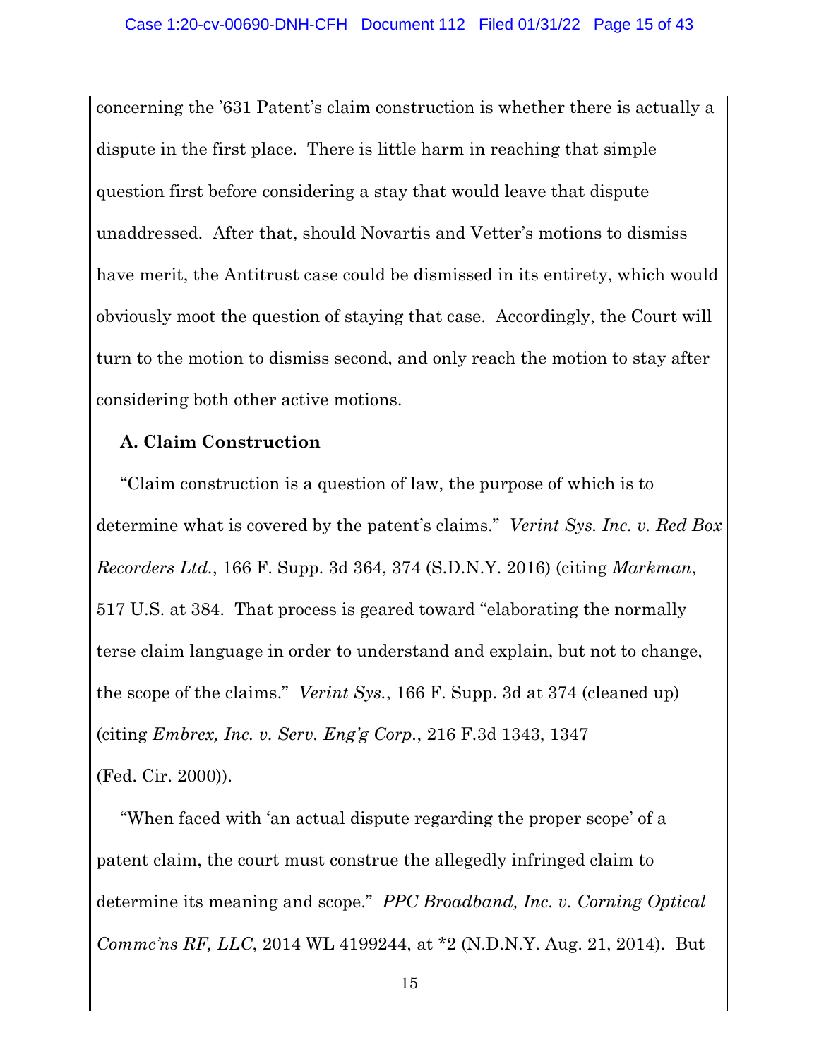concerning the '631 Patent's claim construction is whether there is actually a dispute in the first place. There is little harm in reaching that simple question first before considering a stay that would leave that dispute unaddressed. After that, should Novartis and Vetter's motions to dismiss have merit, the Antitrust case could be dismissed in its entirety, which would obviously moot the question of staying that case. Accordingly, the Court will turn to the motion to dismiss second, and only reach the motion to stay after considering both other active motions.

### A. <u>Claim Construction</u>

"Claim construction is a question of law, the purpose of which is to determine what is covered by the patent's claims." *Verint Sys. Inc. v. Red Box Recorders Ltd.*, 166 F. Supp. 3d 364, 374 (S.D.N.Y. 2016) (citing *Markman*, 517 U.S. at 384. That process is geared toward "elaborating the normally terse claim language in order to understand and explain, but not to change, the scope of the claims." *Verint Sys.*, 166 F. Supp. 3d at 374 (cleaned up) (citing *Embrex, Inc. v. Serv. Eng'g Corp.*, 216 F.3d 1343, 1347 (Fed. Cir. 2000)).

"When faced with 'an actual dispute regarding the proper scope' of a patent claim, the court must construe the allegedly infringed claim to determine its meaning and scope." *PPC Broadband, Inc. v. Corning Optical Commc'ns RF, LLC*, 2014 WL 4199244, at *2 (N.D.N.Y. Aug. 21, 2014). But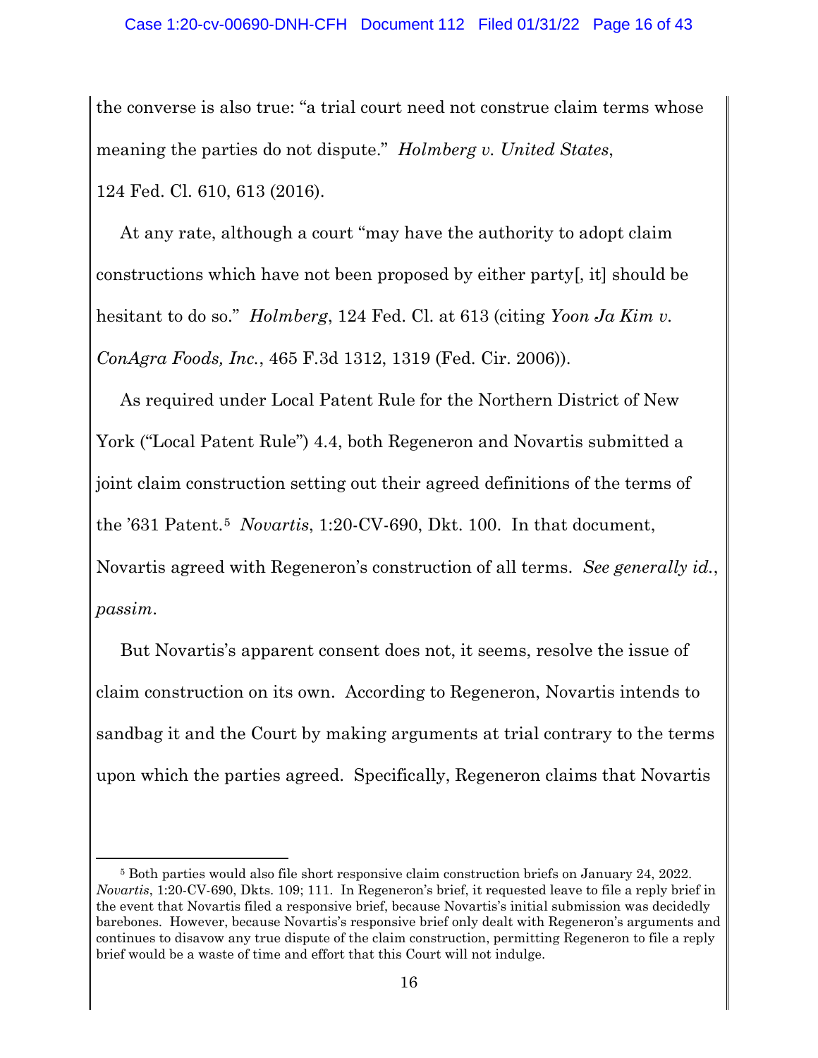the converse is also true: "a trial court need not construe claim terms whose meaning the parties do not dispute." *Holmberg v. United States*, 124 Fed. Cl. 610, 613 (2016).

At any rate, although a court "may have the authority to adopt claim constructions which have not been proposed by either party[, it] should be hesitant to do so." *Holmberg*, 124 Fed. Cl. at 613 (citing *Yoon Ja Kim v. ConAgra Foods, Inc.*, 465 F.3d 1312, 1319 (Fed. Cir. 2006)).

As required under Local Patent Rule for the Northern District of New York ("Local Patent Rule") 4.4, both Regeneron and Novartis submitted a joint claim construction setting out their agreed definitions of the terms of the '631 Patent.[5] *Novartis*, 1:20-CV-690, Dkt. 100. In that document, Novartis agreed with Regeneron's construction of all terms. *See generally id.*, *passim*.

But Novartis's apparent consent does not, it seems, resolve the issue of claim construction on its own. According to Regeneron, Novartis intends to sandbag it and the Court by making arguments at trial contrary to the terms upon which the parties agreed. Specifically, Regeneron claims that Novartis

---

[5] Both parties would also file short responsive claim construction briefs on January 24, 2022. *Novartis*, 1:20-CV-690, Dkts. 109; 111. In Regeneron's brief, it requested leave to file a reply brief in the event that Novartis filed a responsive brief, because Novartis's initial submission was decidedly barebones. However, because Novartis's responsive brief only dealt with Regeneron's arguments and continues to disavow any true dispute of the claim construction, permitting Regeneron to file a reply brief would be a waste of time and effort that this Court will not indulge.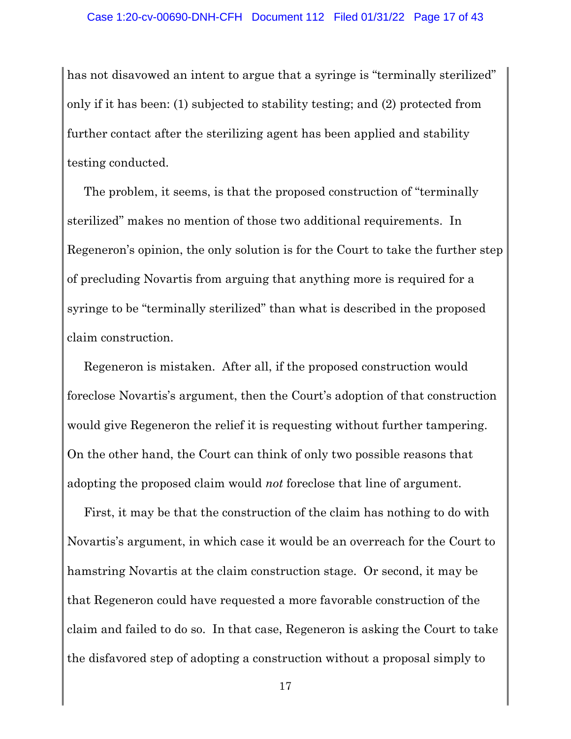has not disavowed an intent to argue that a syringe is "terminally sterilized" only if it has been: (1) subjected to stability testing; and (2) protected from further contact after the sterilizing agent has been applied and stability testing conducted.

The problem, it seems, is that the proposed construction of "terminally sterilized" makes no mention of those two additional requirements. In Regeneron's opinion, the only solution is for the Court to take the further step of precluding Novartis from arguing that anything more is required for a syringe to be "terminally sterilized" than what is described in the proposed claim construction.

Regeneron is mistaken. After all, if the proposed construction would foreclose Novartis's argument, then the Court's adoption of that construction would give Regeneron the relief it is requesting without further tampering. On the other hand, the Court can think of only two possible reasons that adopting the proposed claim would *not* foreclose that line of argument.

First, it may be that the construction of the claim has nothing to do with Novartis's argument, in which case it would be an overreach for the Court to hamstring Novartis at the claim construction stage. Or second, it may be that Regeneron could have requested a more favorable construction of the claim and failed to do so. In that case, Regeneron is asking the Court to take the disfavored step of adopting a construction without a proposal simply to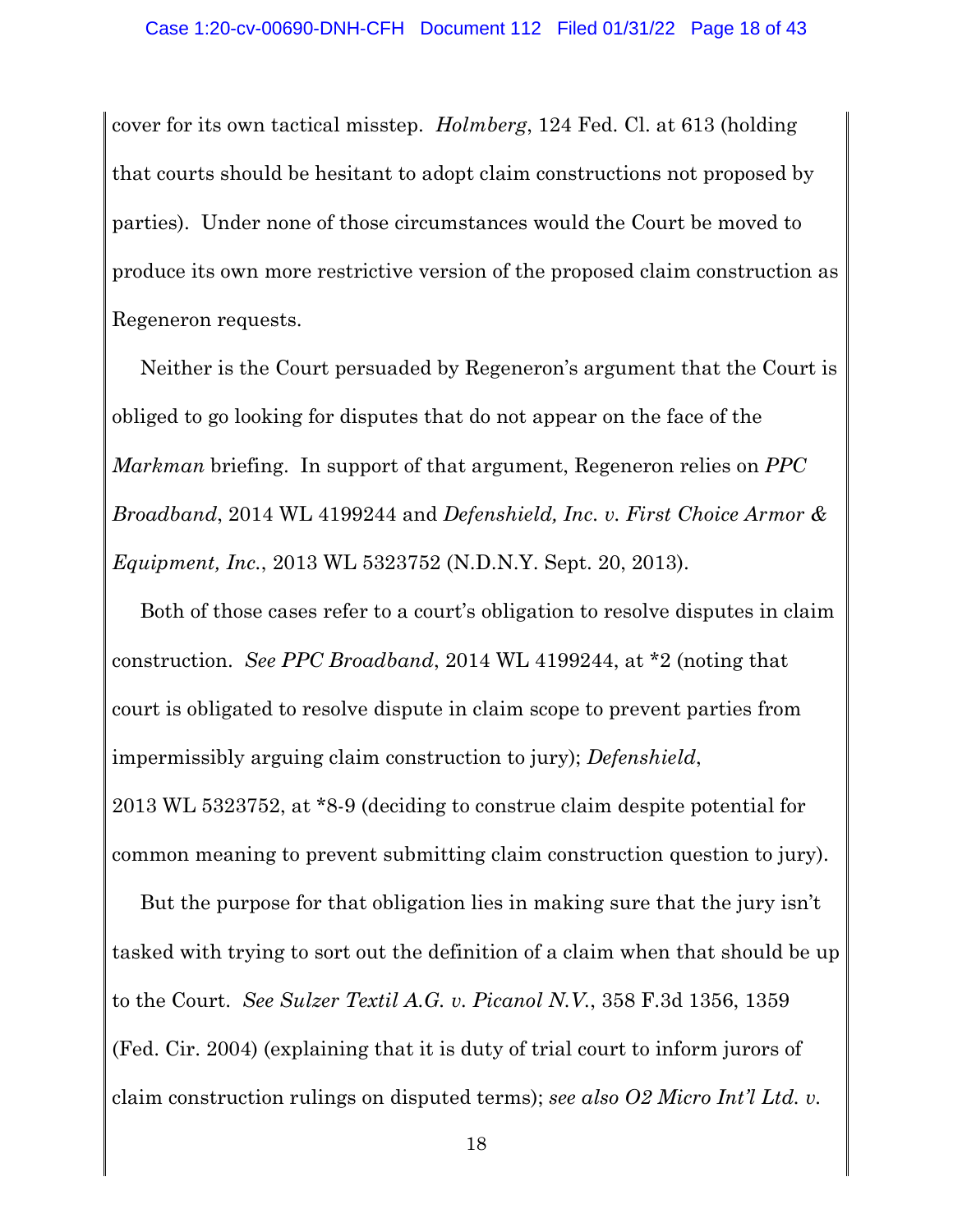cover for its own tactical misstep. *Holmberg*, 124 Fed. Cl. at 613 (holding that courts should be hesitant to adopt claim constructions not proposed by parties). Under none of those circumstances would the Court be moved to produce its own more restrictive version of the proposed claim construction as Regeneron requests.

Neither is the Court persuaded by Regeneron's argument that the Court is obliged to go looking for disputes that do not appear on the face of the *Markman* briefing. In support of that argument, Regeneron relies on *PPC Broadband*, 2014 WL 4199244 and *Defenshield, Inc. v. First Choice Armor & Equipment, Inc.*, 2013 WL 5323752 (N.D.N.Y. Sept. 20, 2013).

Both of those cases refer to a court's obligation to resolve disputes in claim construction. *See PPC Broadband*, 2014 WL 4199244, at *2 (noting that court is obligated to resolve dispute in claim scope to prevent parties from impermissibly arguing claim construction to jury); *Defenshield*, 2013 WL 5323752, at *8-9 (deciding to construe claim despite potential for common meaning to prevent submitting claim construction question to jury).

But the purpose for that obligation lies in making sure that the jury isn't tasked with trying to sort out the definition of a claim when that should be up to the Court. *See Sulzer Textil A.G. v. Picanol N.V.*, 358 F.3d 1356, 1359 (Fed. Cir. 2004) (explaining that it is duty of trial court to inform jurors of claim construction rulings on disputed terms); *see also O2 Micro Int'l Ltd. v.*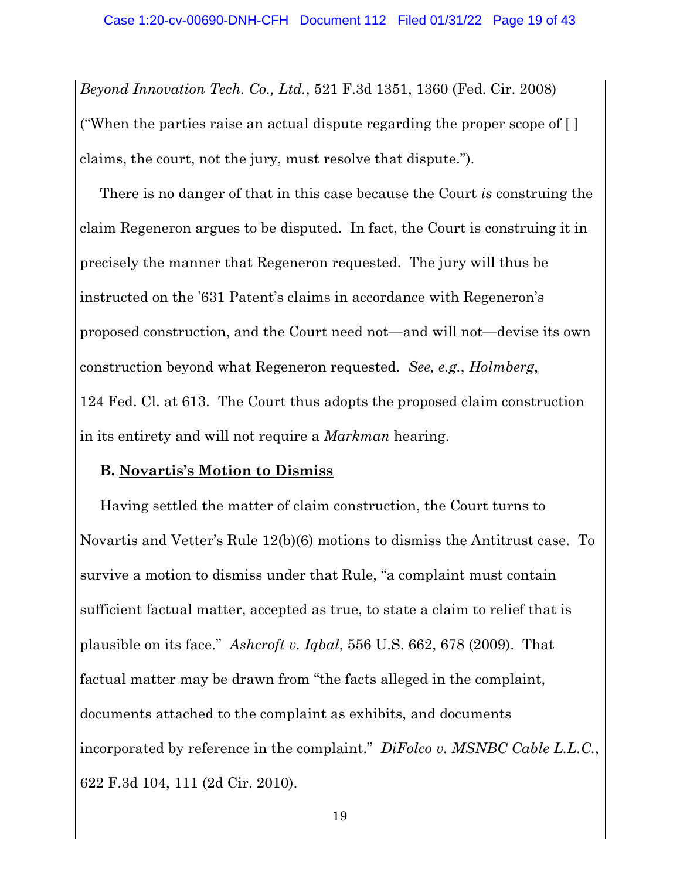*Beyond Innovation Tech. Co., Ltd.*, 521 F.3d 1351, 1360 (Fed. Cir. 2008) ("When the parties raise an actual dispute regarding the proper scope of [ ] claims, the court, not the jury, must resolve that dispute.").

There is no danger of that in this case because the Court *is* construing the claim Regeneron argues to be disputed. In fact, the Court is construing it in precisely the manner that Regeneron requested. The jury will thus be instructed on the '631 Patent's claims in accordance with Regeneron's proposed construction, and the Court need not—and will not—devise its own construction beyond what Regeneron requested. *See, e.g.*, *Holmberg*, 124 Fed. Cl. at 613. The Court thus adopts the proposed claim construction in its entirety and will not require a *Markman* hearing.

**B. <u>Novartis's Motion to Dismiss</u>**

Having settled the matter of claim construction, the Court turns to Novartis and Vetter's Rule 12(b)(6) motions to dismiss the Antitrust case. To survive a motion to dismiss under that Rule, "a complaint must contain sufficient factual matter, accepted as true, to state a claim to relief that is plausible on its face." *Ashcroft v. Iqbal*, 556 U.S. 662, 678 (2009). That factual matter may be drawn from "the facts alleged in the complaint, documents attached to the complaint as exhibits, and documents incorporated by reference in the complaint." *DiFolco v. MSNBC Cable L.L.C.*, 622 F.3d 104, 111 (2d Cir. 2010).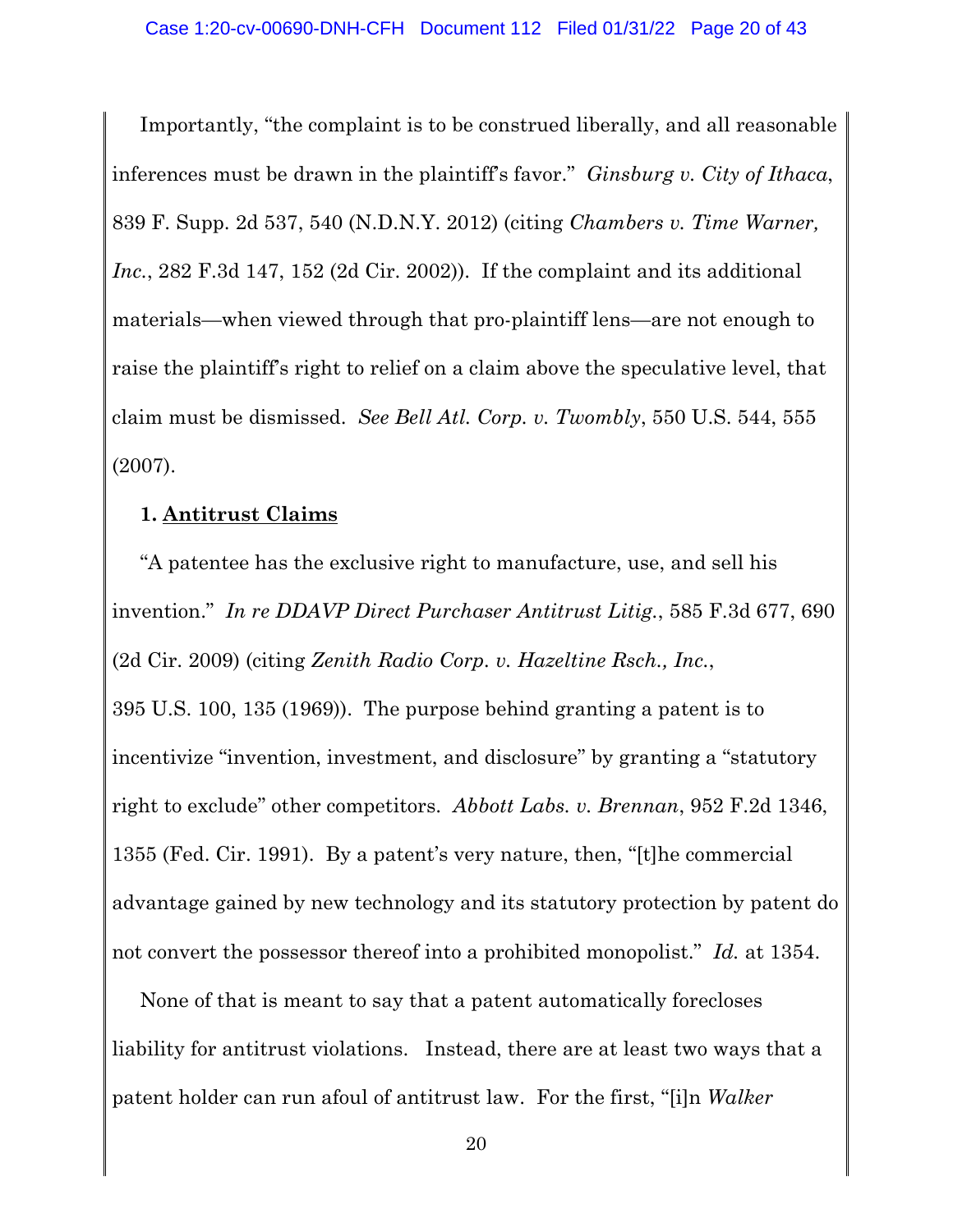Importantly, "the complaint is to be construed liberally, and all reasonable inferences must be drawn in the plaintiff's favor." *Ginsburg v. City of Ithaca*, 839 F. Supp. 2d 537, 540 (N.D.N.Y. 2012) (citing *Chambers v. Time Warner, Inc.*, 282 F.3d 147, 152 (2d Cir. 2002)). If the complaint and its additional materials—when viewed through that pro-plaintiff lens—are not enough to raise the plaintiff's right to relief on a claim above the speculative level, that claim must be dismissed. *See Bell Atl. Corp. v. Twombly*, 550 U.S. 544, 555 (2007).

**1. <u>Antitrust Claims</u>**

"A patentee has the exclusive right to manufacture, use, and sell his invention." *In re DDAVP Direct Purchaser Antitrust Litig.*, 585 F.3d 677, 690 (2d Cir. 2009) (citing *Zenith Radio Corp. v. Hazeltine Rsch., Inc.*, 395 U.S. 100, 135 (1969)). The purpose behind granting a patent is to incentivize "invention, investment, and disclosure" by granting a "statutory right to exclude" other competitors. *Abbott Labs. v. Brennan*, 952 F.2d 1346, 1355 (Fed. Cir. 1991). By a patent's very nature, then, "[t]he commercial advantage gained by new technology and its statutory protection by patent do not convert the possessor thereof into a prohibited monopolist." *Id.* at 1354.

None of that is meant to say that a patent automatically forecloses liability for antitrust violations. Instead, there are at least two ways that a patent holder can run afoul of antitrust law. For the first, "[i]n *Walker*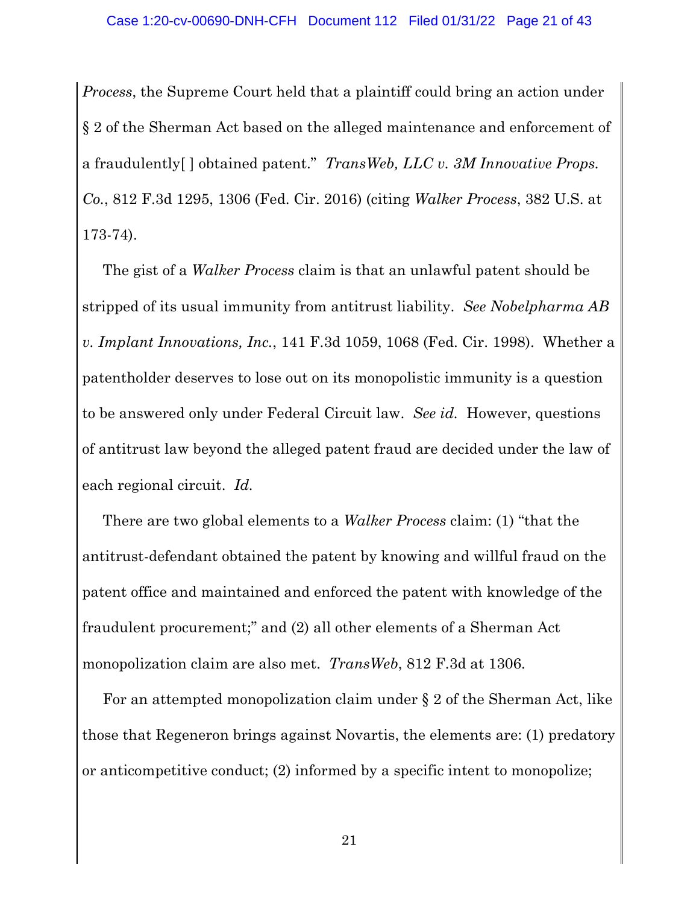*Process*, the Supreme Court held that a plaintiff could bring an action under § 2 of the Sherman Act based on the alleged maintenance and enforcement of a fraudulently[ ] obtained patent." *TransWeb, LLC v. 3M Innovative Props. Co.*, 812 F.3d 1295, 1306 (Fed. Cir. 2016) (citing *Walker Process*, 382 U.S. at 173-74).

The gist of a *Walker Process* claim is that an unlawful patent should be stripped of its usual immunity from antitrust liability. *See Nobelpharma AB v. Implant Innovations, Inc.*, 141 F.3d 1059, 1068 (Fed. Cir. 1998). Whether a patentholder deserves to lose out on its monopolistic immunity is a question to be answered only under Federal Circuit law. *See id.* However, questions of antitrust law beyond the alleged patent fraud are decided under the law of each regional circuit. *Id.*

There are two global elements to a *Walker Process* claim: (1) "that the antitrust-defendant obtained the patent by knowing and willful fraud on the patent office and maintained and enforced the patent with knowledge of the fraudulent procurement;" and (2) all other elements of a Sherman Act monopolization claim are also met. *TransWeb*, 812 F.3d at 1306.

For an attempted monopolization claim under § 2 of the Sherman Act, like those that Regeneron brings against Novartis, the elements are: (1) predatory or anticompetitive conduct; (2) informed by a specific intent to monopolize;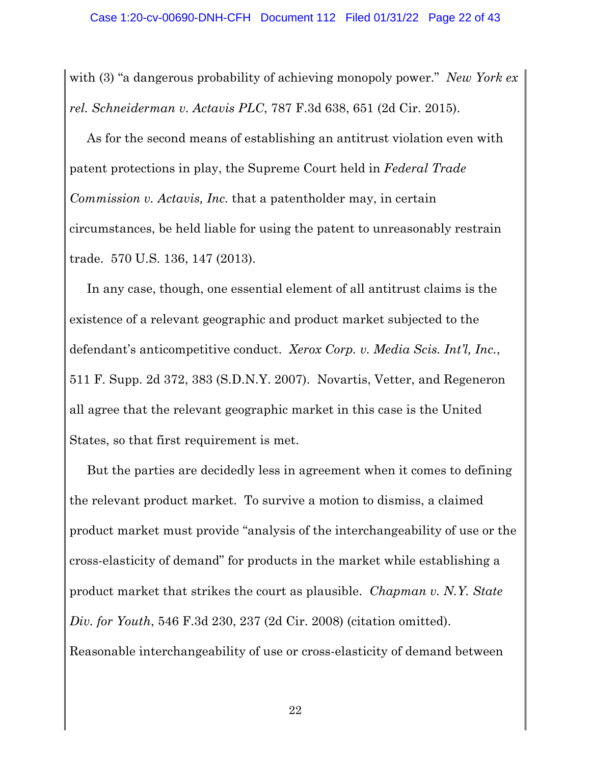with (3) "a dangerous probability of achieving monopoly power." *New York ex rel. Schneiderman v. Actavis PLC*, 787 F.3d 638, 651 (2d Cir. 2015).

As for the second means of establishing an antitrust violation even with patent protections in play, the Supreme Court held in *Federal Trade Commission v. Actavis, Inc.* that a patentholder may, in certain circumstances, be held liable for using the patent to unreasonably restrain trade. 570 U.S. 136, 147 (2013).

In any case, though, one essential element of all antitrust claims is the existence of a relevant geographic and product market subjected to the defendant's anticompetitive conduct. *Xerox Corp. v. Media Scis. Int'l, Inc.*, 511 F. Supp. 2d 372, 383 (S.D.N.Y. 2007). Novartis, Vetter, and Regeneron all agree that the relevant geographic market in this case is the United States, so that first requirement is met.

But the parties are decidedly less in agreement when it comes to defining the relevant product market. To survive a motion to dismiss, a claimed product market must provide "analysis of the interchangeability of use or the cross-elasticity of demand" for products in the market while establishing a product market that strikes the court as plausible. *Chapman v. N.Y. State Div. for Youth*, 546 F.3d 230, 237 (2d Cir. 2008) (citation omitted). Reasonable interchangeability of use or cross-elasticity of demand between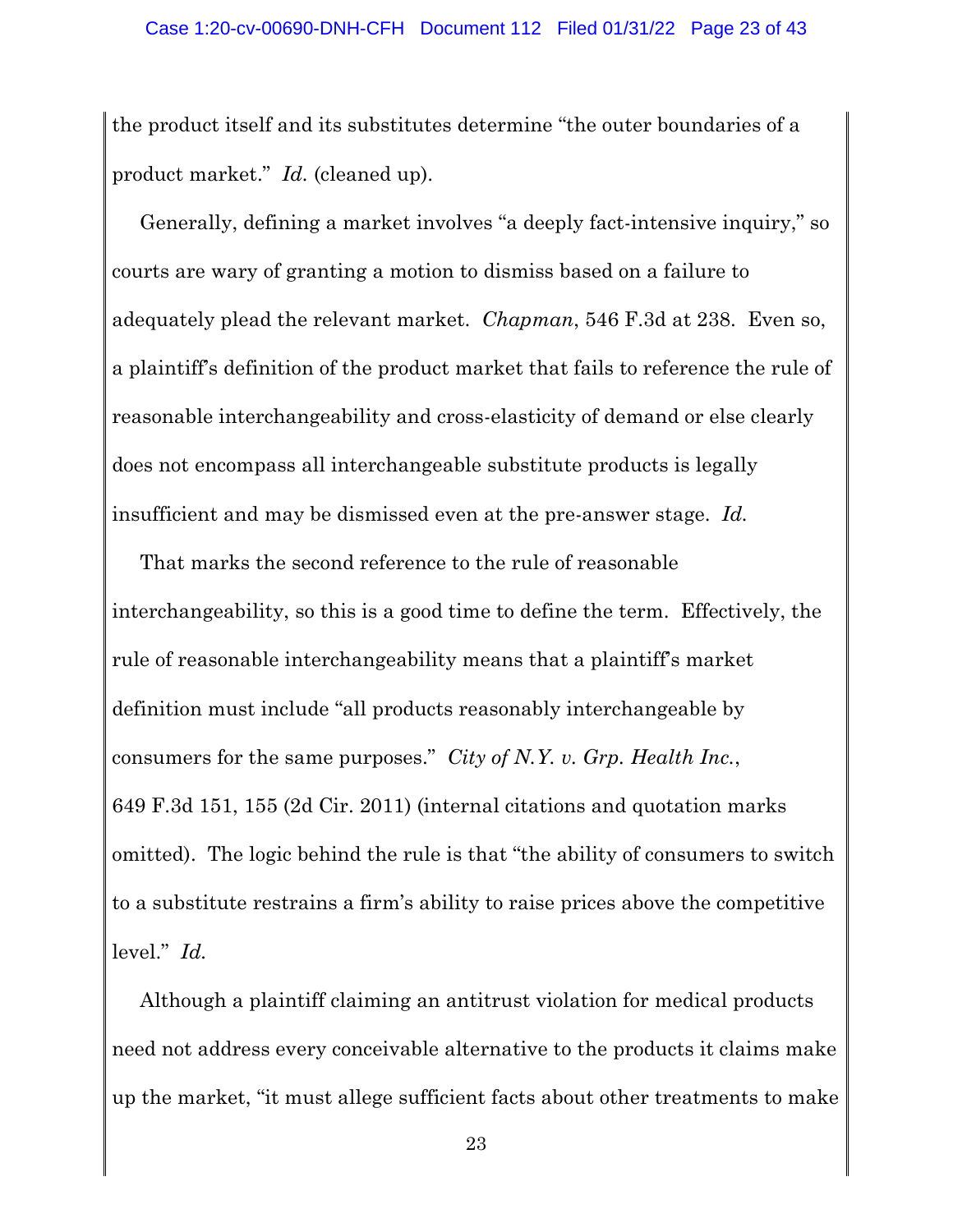the product itself and its substitutes determine "the outer boundaries of a product market." *Id.* (cleaned up).

Generally, defining a market involves "a deeply fact-intensive inquiry," so courts are wary of granting a motion to dismiss based on a failure to adequately plead the relevant market. *Chapman*, 546 F.3d at 238. Even so, a plaintiff's definition of the product market that fails to reference the rule of reasonable interchangeability and cross-elasticity of demand or else clearly does not encompass all interchangeable substitute products is legally insufficient and may be dismissed even at the pre-answer stage. *Id.*

That marks the second reference to the rule of reasonable interchangeability, so this is a good time to define the term. Effectively, the rule of reasonable interchangeability means that a plaintiff's market definition must include "all products reasonably interchangeable by consumers for the same purposes." *City of N.Y. v. Grp. Health Inc.*, 649 F.3d 151, 155 (2d Cir. 2011) (internal citations and quotation marks omitted). The logic behind the rule is that "the ability of consumers to switch to a substitute restrains a firm's ability to raise prices above the competitive level." *Id.*

Although a plaintiff claiming an antitrust violation for medical products need not address every conceivable alternative to the products it claims make up the market, "it must allege sufficient facts about other treatments to make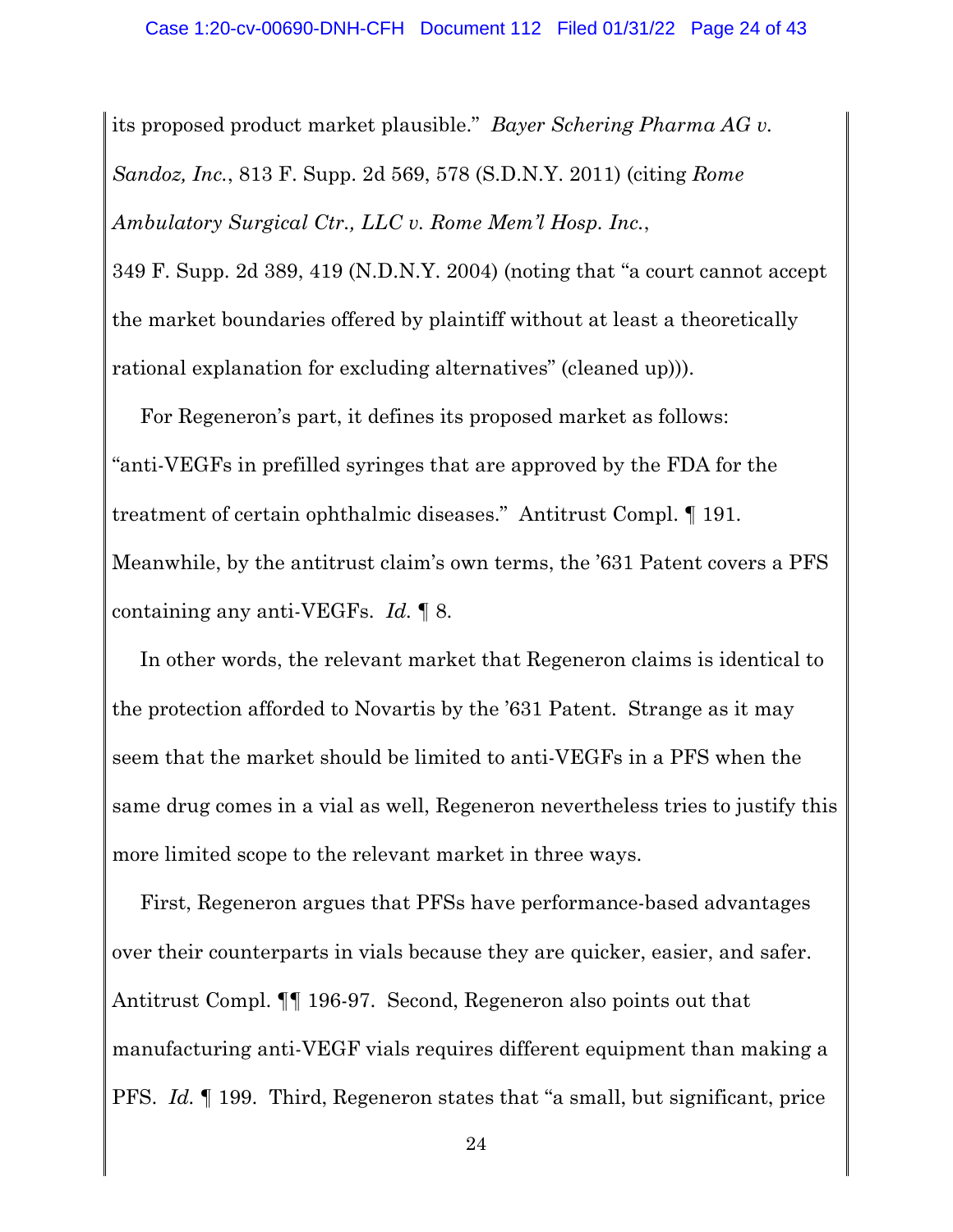its proposed product market plausible." *Bayer Schering Pharma AG v. Sandoz, Inc.*, 813 F. Supp. 2d 569, 578 (S.D.N.Y. 2011) (citing *Rome Ambulatory Surgical Ctr., LLC v. Rome Mem'l Hosp. Inc.*, 349 F. Supp. 2d 389, 419 (N.D.N.Y. 2004) (noting that "a court cannot accept the market boundaries offered by plaintiff without at least a theoretically rational explanation for excluding alternatives" (cleaned up))).

For Regeneron's part, it defines its proposed market as follows: "anti-VEGFs in prefilled syringes that are approved by the FDA for the treatment of certain ophthalmic diseases." Antitrust Compl. ¶ 191. Meanwhile, by the antitrust claim's own terms, the '631 Patent covers a PFS containing any anti-VEGFs. *Id.* ¶ 8.

In other words, the relevant market that Regeneron claims is identical to the protection afforded to Novartis by the '631 Patent. Strange as it may seem that the market should be limited to anti-VEGFs in a PFS when the same drug comes in a vial as well, Regeneron nevertheless tries to justify this more limited scope to the relevant market in three ways.

First, Regeneron argues that PFSs have performance-based advantages over their counterparts in vials because they are quicker, easier, and safer. Antitrust Compl. ¶¶ 196-97. Second, Regeneron also points out that manufacturing anti-VEGF vials requires different equipment than making a PFS. *Id.* ¶ 199. Third, Regeneron states that "a small, but significant, price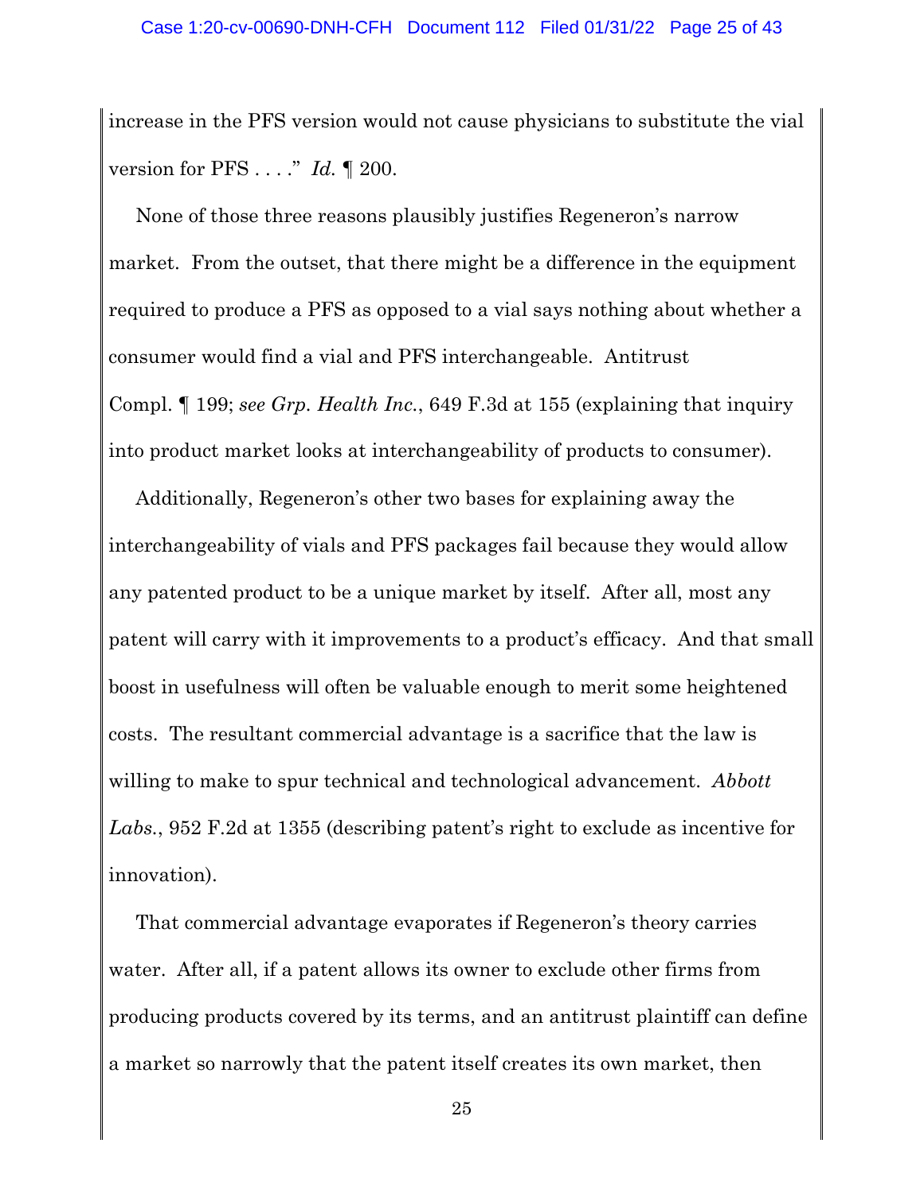increase in the PFS version would not cause physicians to substitute the vial version for PFS . . . ." *Id.* ¶ 200.

None of those three reasons plausibly justifies Regeneron's narrow market. From the outset, that there might be a difference in the equipment required to produce a PFS as opposed to a vial says nothing about whether a consumer would find a vial and PFS interchangeable. Antitrust Compl. ¶ 199; *see Grp. Health Inc.*, 649 F.3d at 155 (explaining that inquiry into product market looks at interchangeability of products to consumer).

Additionally, Regeneron's other two bases for explaining away the interchangeability of vials and PFS packages fail because they would allow any patented product to be a unique market by itself. After all, most any patent will carry with it improvements to a product's efficacy. And that small boost in usefulness will often be valuable enough to merit some heightened costs. The resultant commercial advantage is a sacrifice that the law is willing to make to spur technical and technological advancement. *Abbott Labs.*, 952 F.2d at 1355 (describing patent's right to exclude as incentive for innovation).

That commercial advantage evaporates if Regeneron's theory carries water. After all, if a patent allows its owner to exclude other firms from producing products covered by its terms, and an antitrust plaintiff can define a market so narrowly that the patent itself creates its own market, then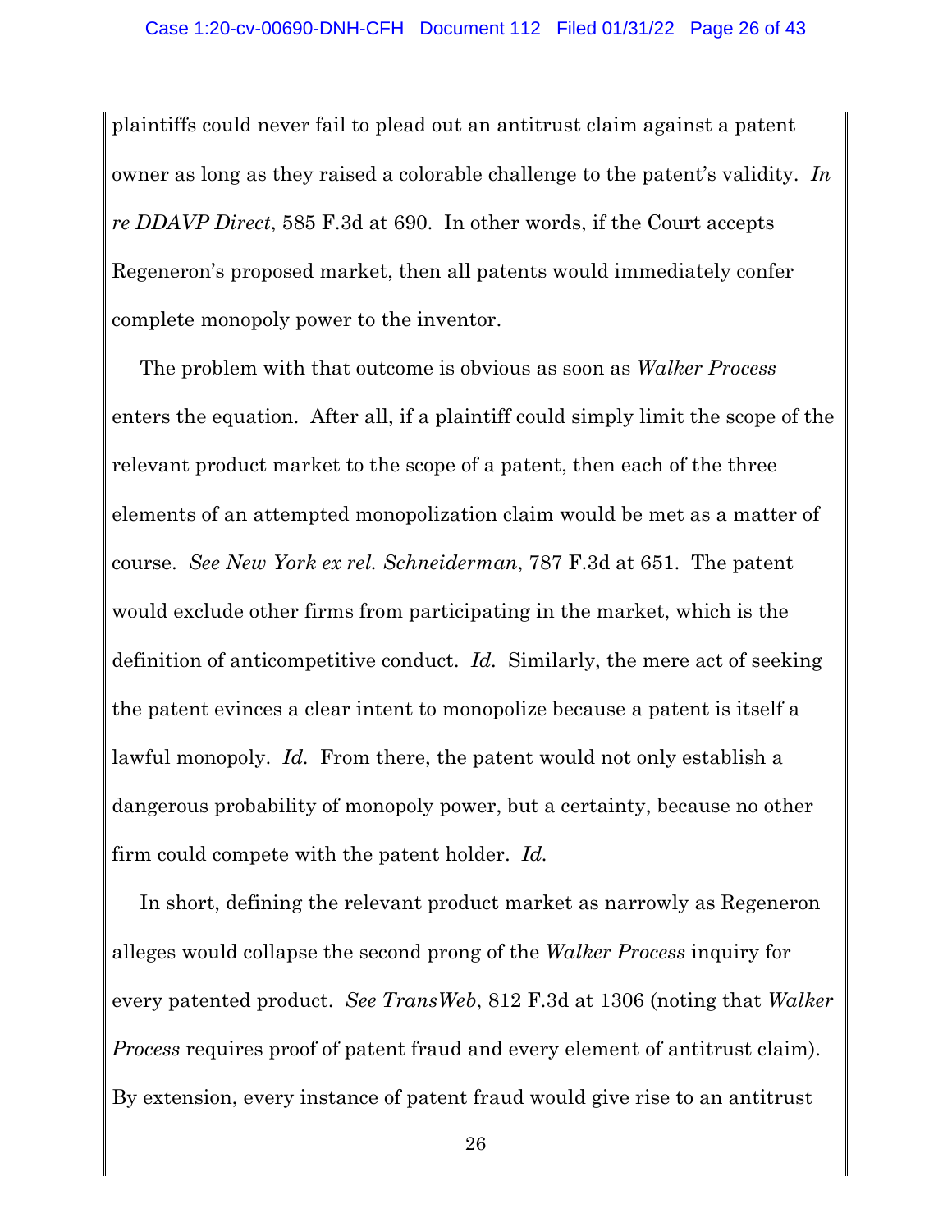plaintiffs could never fail to plead out an antitrust claim against a patent owner as long as they raised a colorable challenge to the patent's validity. *In re DDAVP Direct*, 585 F.3d at 690. In other words, if the Court accepts Regeneron's proposed market, then all patents would immediately confer complete monopoly power to the inventor.

The problem with that outcome is obvious as soon as *Walker Process* enters the equation. After all, if a plaintiff could simply limit the scope of the relevant product market to the scope of a patent, then each of the three elements of an attempted monopolization claim would be met as a matter of course. *See New York ex rel. Schneiderman*, 787 F.3d at 651. The patent would exclude other firms from participating in the market, which is the definition of anticompetitive conduct. *Id.* Similarly, the mere act of seeking the patent evinces a clear intent to monopolize because a patent is itself a lawful monopoly. *Id.* From there, the patent would not only establish a dangerous probability of monopoly power, but a certainty, because no other firm could compete with the patent holder. *Id.*

In short, defining the relevant product market as narrowly as Regeneron alleges would collapse the second prong of the *Walker Process* inquiry for every patented product. *See TransWeb*, 812 F.3d at 1306 (noting that *Walker Process* requires proof of patent fraud and every element of antitrust claim). By extension, every instance of patent fraud would give rise to an antitrust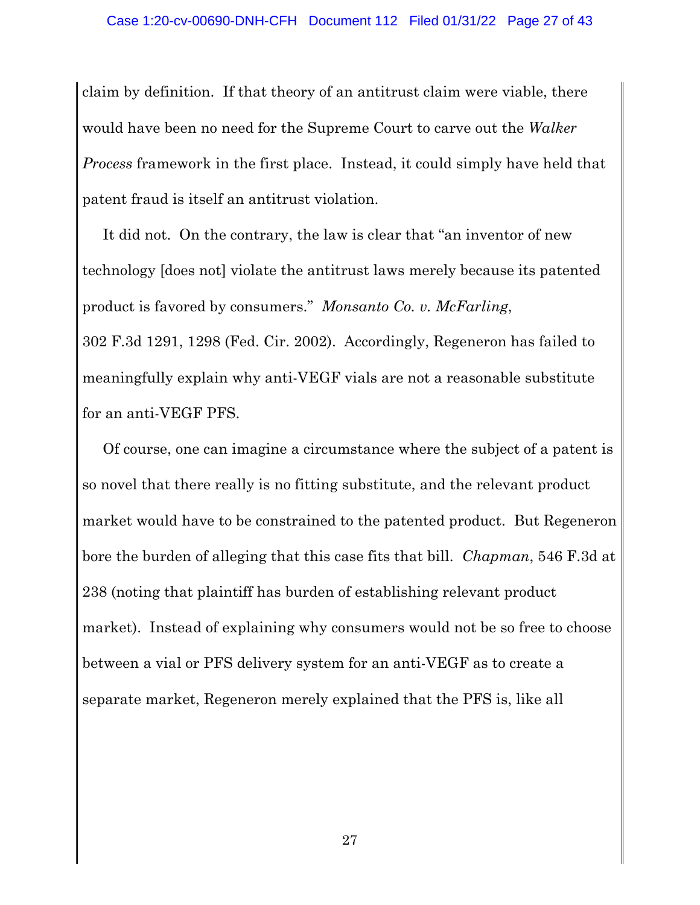claim by definition. If that theory of an antitrust claim were viable, there would have been no need for the Supreme Court to carve out the *Walker Process* framework in the first place. Instead, it could simply have held that patent fraud is itself an antitrust violation.

It did not. On the contrary, the law is clear that "an inventor of new technology [does not] violate the antitrust laws merely because its patented product is favored by consumers." *Monsanto Co. v. McFarling*, 302 F.3d 1291, 1298 (Fed. Cir. 2002). Accordingly, Regeneron has failed to meaningfully explain why anti-VEGF vials are not a reasonable substitute for an anti-VEGF PFS.

Of course, one can imagine a circumstance where the subject of a patent is so novel that there really is no fitting substitute, and the relevant product market would have to be constrained to the patented product. But Regeneron bore the burden of alleging that this case fits that bill. *Chapman*, 546 F.3d at 238 (noting that plaintiff has burden of establishing relevant product market). Instead of explaining why consumers would not be so free to choose between a vial or PFS delivery system for an anti-VEGF as to create a separate market, Regeneron merely explained that the PFS is, like all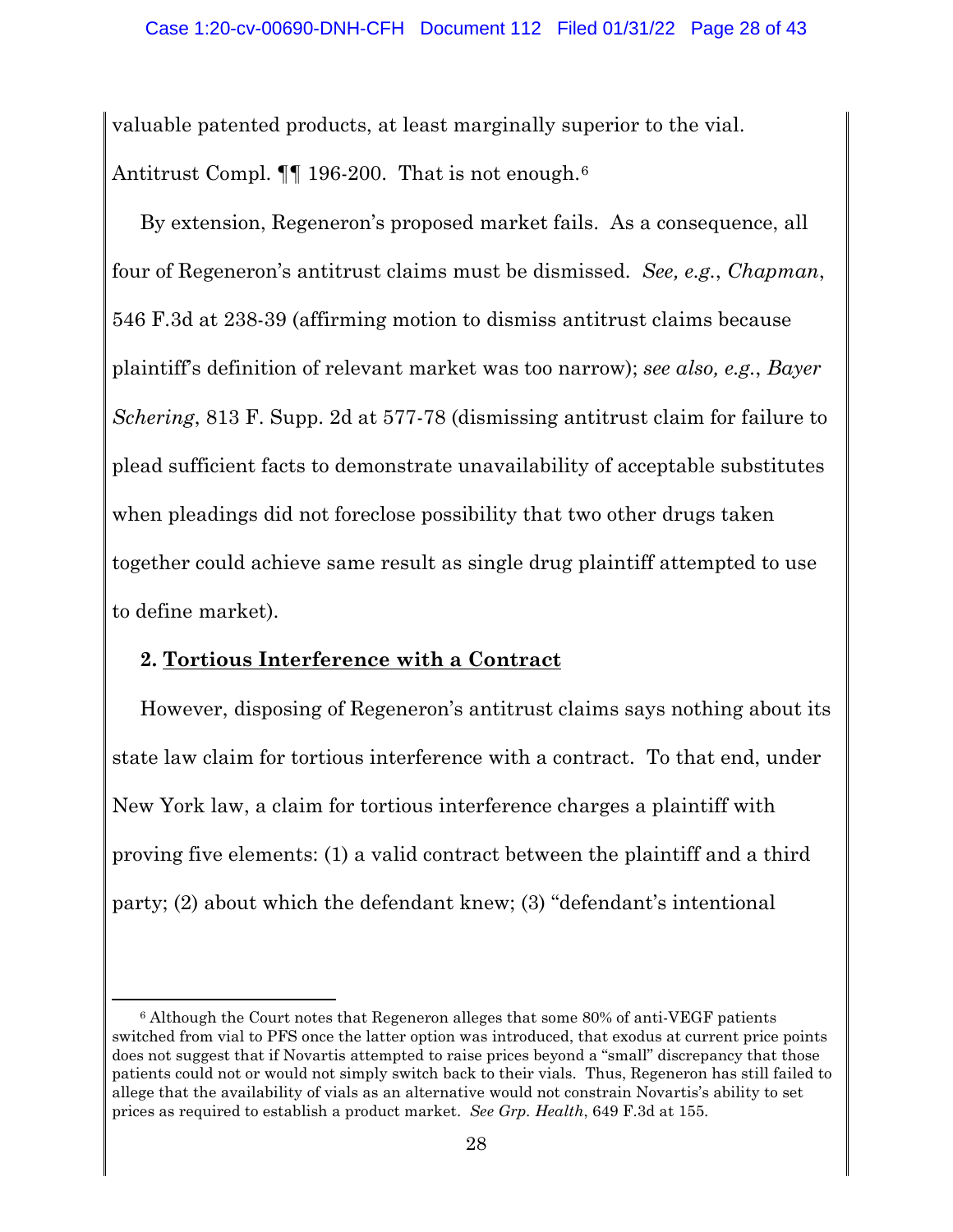valuable patented products, at least marginally superior to the vial. Antitrust Compl. ¶¶ 196-200. That is not enough.[6]

By extension, Regeneron's proposed market fails. As a consequence, all four of Regeneron's antitrust claims must be dismissed. *See, e.g.*, *Chapman*, 546 F.3d at 238-39 (affirming motion to dismiss antitrust claims because plaintiff's definition of relevant market was too narrow); *see also, e.g.*, *Bayer Schering*, 813 F. Supp. 2d at 577-78 (dismissing antitrust claim for failure to plead sufficient facts to demonstrate unavailability of acceptable substitutes when pleadings did not foreclose possibility that two other drugs taken together could achieve same result as single drug plaintiff attempted to use to define market).

**2. <u>Tortious Interference with a Contract</u>**

However, disposing of Regeneron's antitrust claims says nothing about its state law claim for tortious interference with a contract. To that end, under New York law, a claim for tortious interference charges a plaintiff with proving five elements: (1) a valid contract between the plaintiff and a third party; (2) about which the defendant knew; (3) "defendant's intentional

---

[6] Although the Court notes that Regeneron alleges that some 80% of anti-VEGF patients switched from vial to PFS once the latter option was introduced, that exodus at current price points does not suggest that if Novartis attempted to raise prices beyond a "small" discrepancy that those patients could not or would not simply switch back to their vials. Thus, Regeneron has still failed to allege that the availability of vials as an alternative would not constrain Novartis's ability to set prices as required to establish a product market. *See Grp. Health*, 649 F.3d at 155.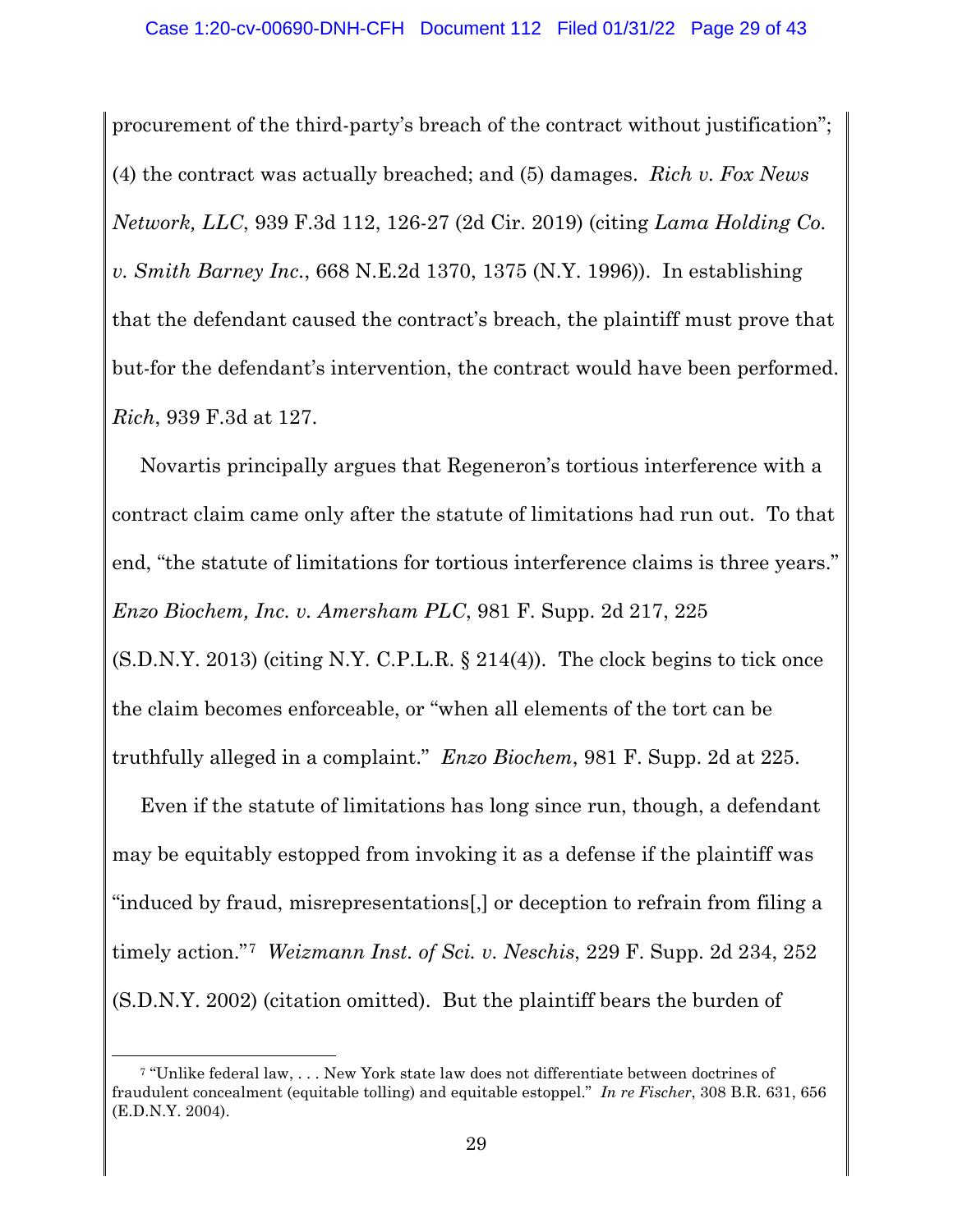procurement of the third-party's breach of the contract without justification"; (4) the contract was actually breached; and (5) damages. *Rich v. Fox News Network, LLC*, 939 F.3d 112, 126-27 (2d Cir. 2019) (citing *Lama Holding Co. v. Smith Barney Inc.*, 668 N.E.2d 1370, 1375 (N.Y. 1996)). In establishing that the defendant caused the contract's breach, the plaintiff must prove that but-for the defendant's intervention, the contract would have been performed. *Rich*, 939 F.3d at 127.

Novartis principally argues that Regeneron's tortious interference with a contract claim came only after the statute of limitations had run out. To that end, "the statute of limitations for tortious interference claims is three years." *Enzo Biochem, Inc. v. Amersham PLC*, 981 F. Supp. 2d 217, 225 (S.D.N.Y. 2013) (citing N.Y. C.P.L.R. § 214(4)). The clock begins to tick once the claim becomes enforceable, or "when all elements of the tort can be truthfully alleged in a complaint." *Enzo Biochem*, 981 F. Supp. 2d at 225.

Even if the statute of limitations has long since run, though, a defendant may be equitably estopped from invoking it as a defense if the plaintiff was "induced by fraud, misrepresentations[,] or deception to refrain from filing a timely action."[7] *Weizmann Inst. of Sci. v. Neschis*, 229 F. Supp. 2d 234, 252 (S.D.N.Y. 2002) (citation omitted). But the plaintiff bears the burden of

---

[7] "Unlike federal law, . . . New York state law does not differentiate between doctrines of fraudulent concealment (equitable tolling) and equitable estoppel." *In re Fischer*, 308 B.R. 631, 656 (E.D.N.Y. 2004).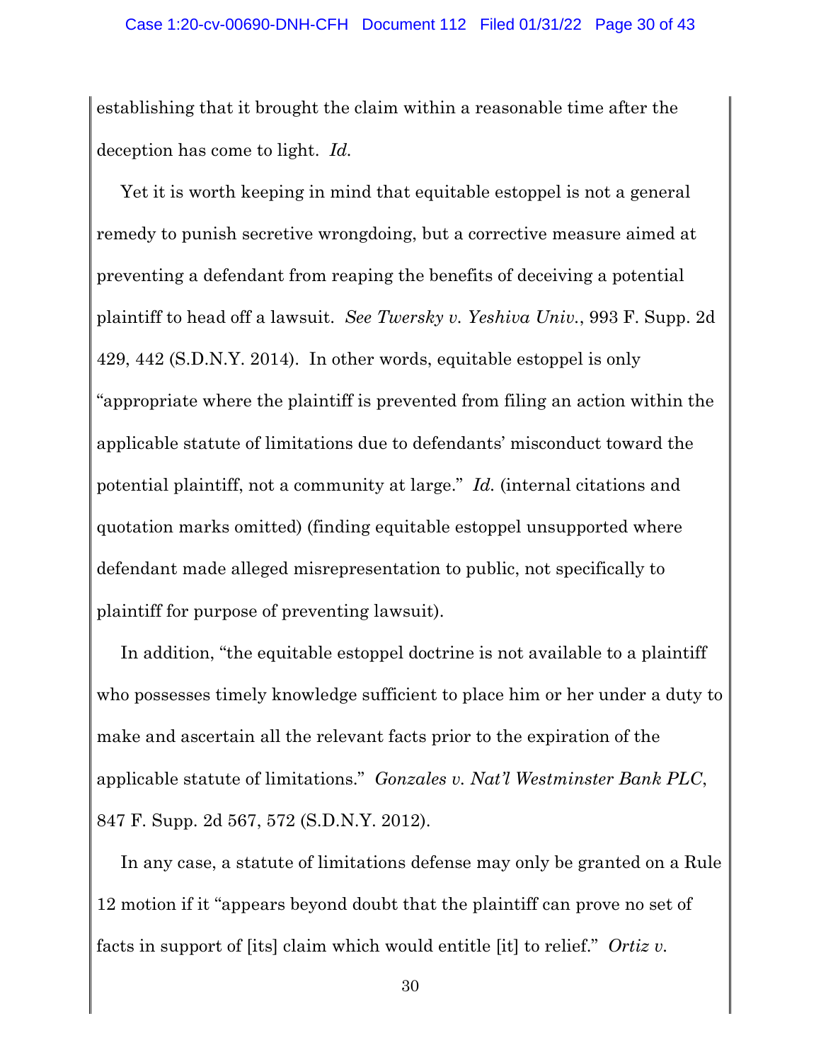establishing that it brought the claim within a reasonable time after the deception has come to light. *Id.*

Yet it is worth keeping in mind that equitable estoppel is not a general remedy to punish secretive wrongdoing, but a corrective measure aimed at preventing a defendant from reaping the benefits of deceiving a potential plaintiff to head off a lawsuit. *See Twersky v. Yeshiva Univ.*, 993 F. Supp. 2d 429, 442 (S.D.N.Y. 2014). In other words, equitable estoppel is only "appropriate where the plaintiff is prevented from filing an action within the applicable statute of limitations due to defendants' misconduct toward the potential plaintiff, not a community at large." *Id.* (internal citations and quotation marks omitted) (finding equitable estoppel unsupported where defendant made alleged misrepresentation to public, not specifically to plaintiff for purpose of preventing lawsuit).

In addition, "the equitable estoppel doctrine is not available to a plaintiff who possesses timely knowledge sufficient to place him or her under a duty to make and ascertain all the relevant facts prior to the expiration of the applicable statute of limitations." *Gonzales v. Nat'l Westminster Bank PLC*, 847 F. Supp. 2d 567, 572 (S.D.N.Y. 2012).

In any case, a statute of limitations defense may only be granted on a Rule 12 motion if it "appears beyond doubt that the plaintiff can prove no set of facts in support of [its] claim which would entitle [it] to relief." *Ortiz v.*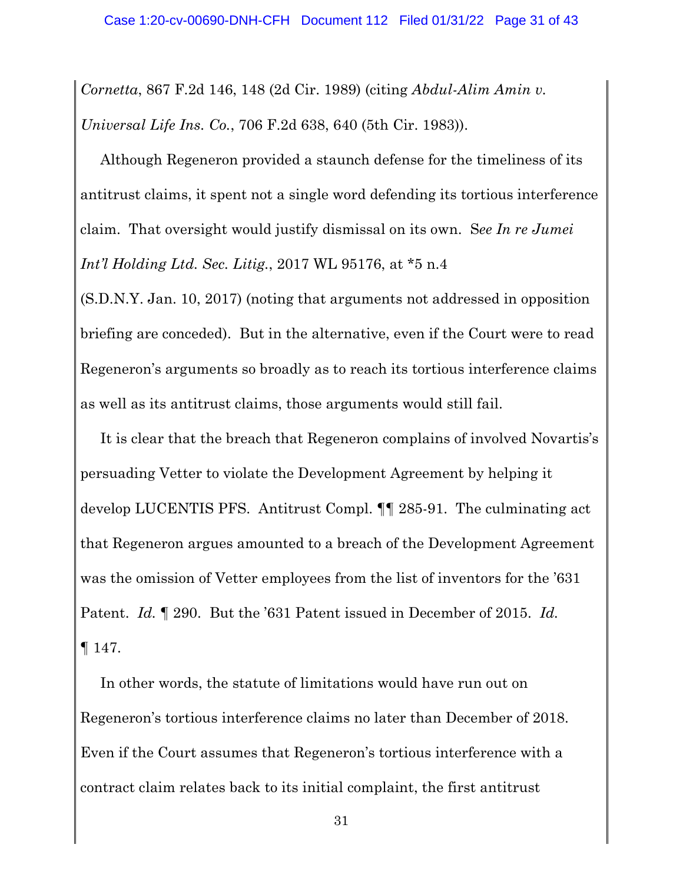*Cornetta*, 867 F.2d 146, 148 (2d Cir. 1989) (citing *Abdul-Alim Amin v. Universal Life Ins. Co.*, 706 F.2d 638, 640 (5th Cir. 1983)).

Although Regeneron provided a staunch defense for the timeliness of its antitrust claims, it spent not a single word defending its tortious interference claim. That oversight would justify dismissal on its own. S*ee In re Jumei Int'l Holding Ltd. Sec. Litig.*, 2017 WL 95176, at *5 n.4 (S.D.N.Y. Jan. 10, 2017) (noting that arguments not addressed in opposition briefing are conceded). But in the alternative, even if the Court were to read Regeneron's arguments so broadly as to reach its tortious interference claims as well as its antitrust claims, those arguments would still fail.

It is clear that the breach that Regeneron complains of involved Novartis's persuading Vetter to violate the Development Agreement by helping it develop LUCENTIS PFS. Antitrust Compl. ¶¶ 285-91. The culminating act that Regeneron argues amounted to a breach of the Development Agreement was the omission of Vetter employees from the list of inventors for the '631 Patent. *Id.* ¶ 290. But the '631 Patent issued in December of 2015. *Id.* ¶ 147.

In other words, the statute of limitations would have run out on Regeneron's tortious interference claims no later than December of 2018. Even if the Court assumes that Regeneron's tortious interference with a contract claim relates back to its initial complaint, the first antitrust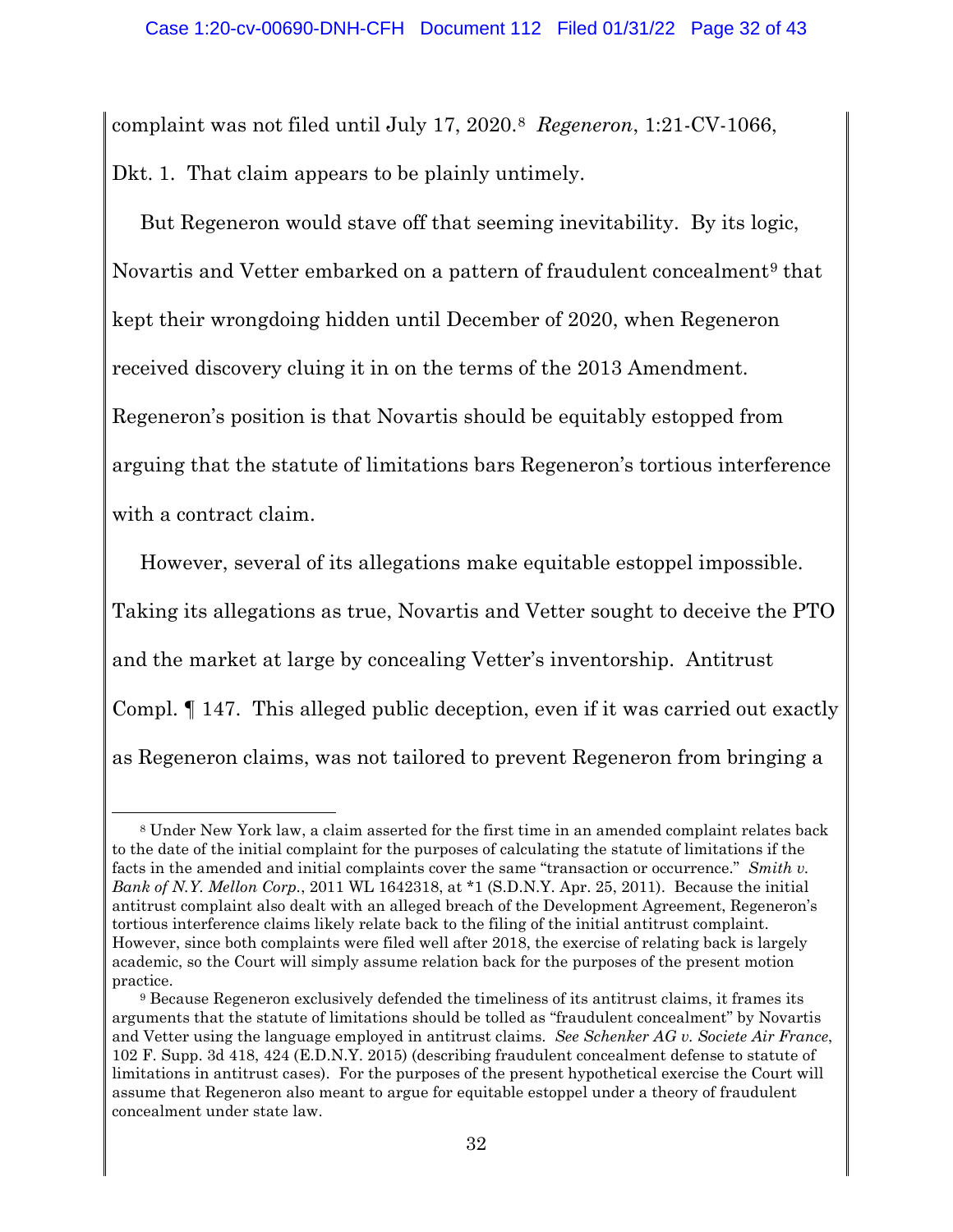complaint was not filed until July 17, 2020.[8] *Regeneron*, 1:21-CV-1066, Dkt. 1. That claim appears to be plainly untimely.

But Regeneron would stave off that seeming inevitability. By its logic, Novartis and Vetter embarked on a pattern of fraudulent concealment[9] that kept their wrongdoing hidden until December of 2020, when Regeneron received discovery cluing it in on the terms of the 2013 Amendment. Regeneron's position is that Novartis should be equitably estopped from arguing that the statute of limitations bars Regeneron's tortious interference with a contract claim.

However, several of its allegations make equitable estoppel impossible. Taking its allegations as true, Novartis and Vetter sought to deceive the PTO and the market at large by concealing Vetter's inventorship. Antitrust Compl. ¶ 147. This alleged public deception, even if it was carried out exactly as Regeneron claims, was not tailored to prevent Regeneron from bringing a

---

[8] Under New York law, a claim asserted for the first time in an amended complaint relates back to the date of the initial complaint for the purposes of calculating the statute of limitations if the facts in the amended and initial complaints cover the same "transaction or occurrence." *Smith v. Bank of N.Y. Mellon Corp.*, 2011 WL 1642318, at *1 (S.D.N.Y. Apr. 25, 2011). Because the initial antitrust complaint also dealt with an alleged breach of the Development Agreement, Regeneron's tortious interference claims likely relate back to the filing of the initial antitrust complaint. However, since both complaints were filed well after 2018, the exercise of relating back is largely academic, so the Court will simply assume relation back for the purposes of the present motion practice.

[9] Because Regeneron exclusively defended the timeliness of its antitrust claims, it frames its arguments that the statute of limitations should be tolled as "fraudulent concealment" by Novartis and Vetter using the language employed in antitrust claims. *See Schenker AG v. Societe Air France*, 102 F. Supp. 3d 418, 424 (E.D.N.Y. 2015) (describing fraudulent concealment defense to statute of limitations in antitrust cases). For the purposes of the present hypothetical exercise the Court will assume that Regeneron also meant to argue for equitable estoppel under a theory of fraudulent concealment under state law.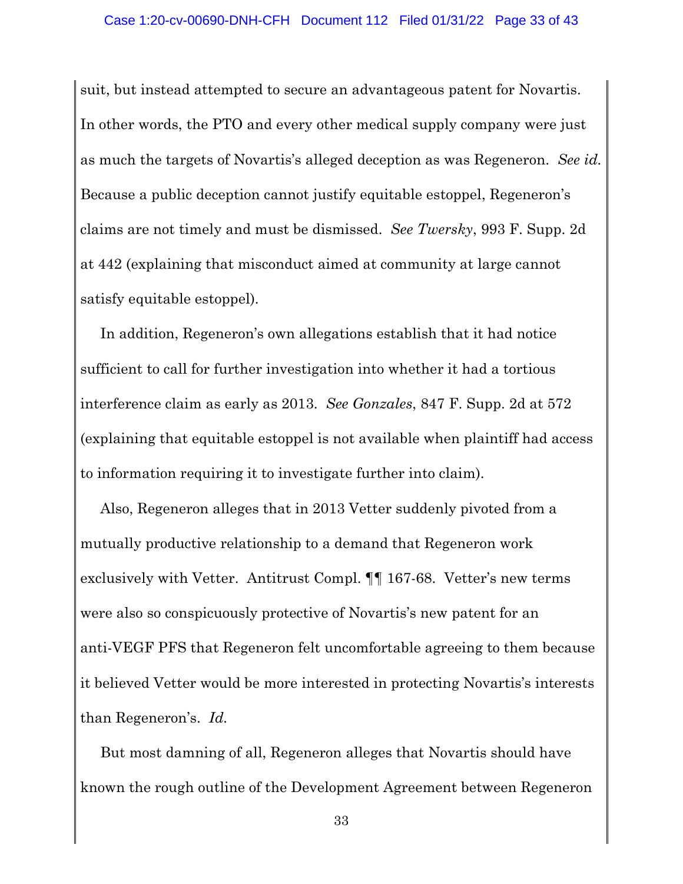suit, but instead attempted to secure an advantageous patent for Novartis. In other words, the PTO and every other medical supply company were just as much the targets of Novartis's alleged deception as was Regeneron. *See id.* Because a public deception cannot justify equitable estoppel, Regeneron's claims are not timely and must be dismissed. *See Twersky*, 993 F. Supp. 2d at 442 (explaining that misconduct aimed at community at large cannot satisfy equitable estoppel).

In addition, Regeneron's own allegations establish that it had notice sufficient to call for further investigation into whether it had a tortious interference claim as early as 2013. *See Gonzales*, 847 F. Supp. 2d at 572 (explaining that equitable estoppel is not available when plaintiff had access to information requiring it to investigate further into claim).

Also, Regeneron alleges that in 2013 Vetter suddenly pivoted from a mutually productive relationship to a demand that Regeneron work exclusively with Vetter. Antitrust Compl. ¶¶ 167-68. Vetter's new terms were also so conspicuously protective of Novartis's new patent for an anti-VEGF PFS that Regeneron felt uncomfortable agreeing to them because it believed Vetter would be more interested in protecting Novartis's interests than Regeneron's. *Id.*

But most damning of all, Regeneron alleges that Novartis should have known the rough outline of the Development Agreement between Regeneron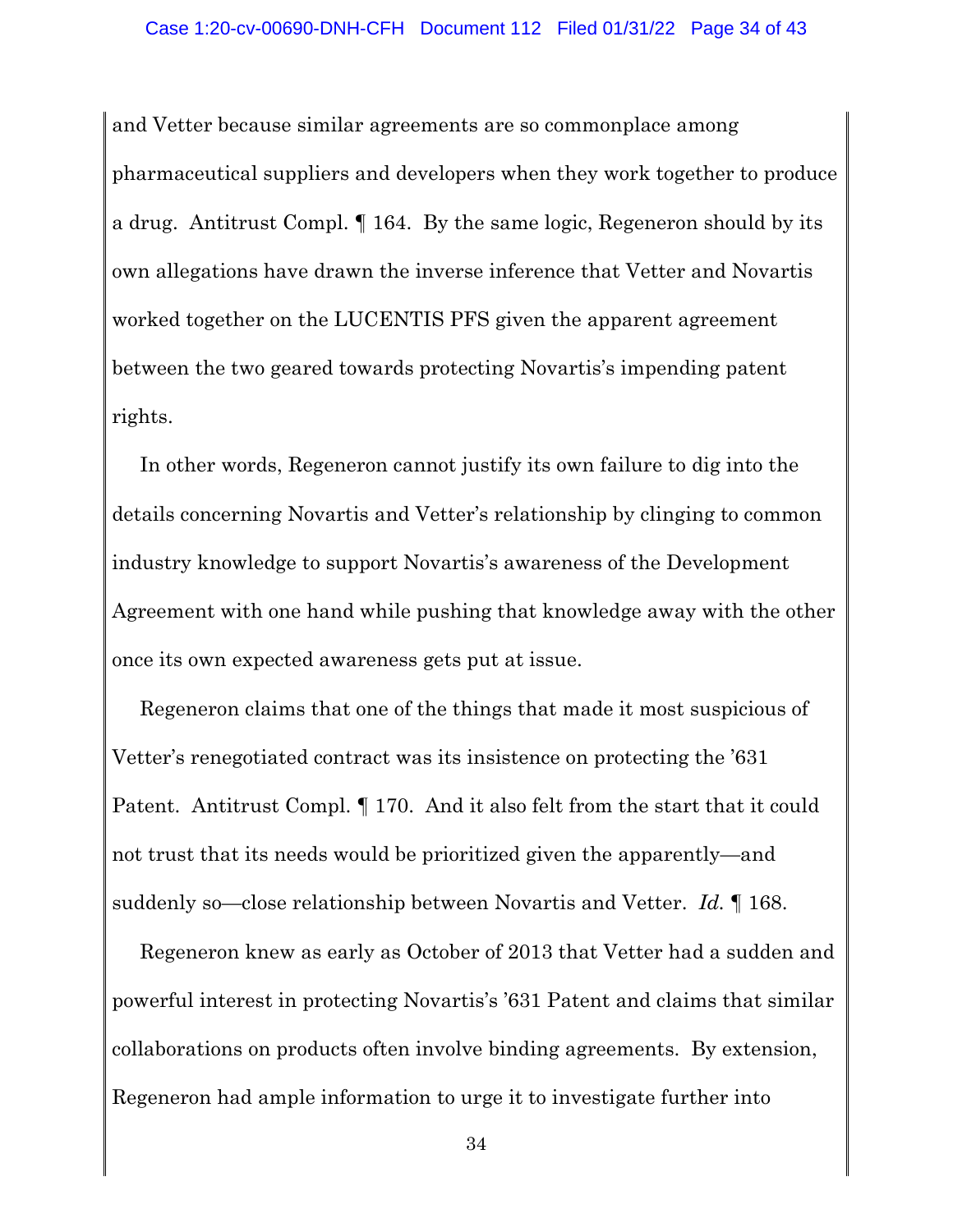and Vetter because similar agreements are so commonplace among pharmaceutical suppliers and developers when they work together to produce a drug. Antitrust Compl. ¶ 164. By the same logic, Regeneron should by its own allegations have drawn the inverse inference that Vetter and Novartis worked together on the LUCENTIS PFS given the apparent agreement between the two geared towards protecting Novartis's impending patent rights.

In other words, Regeneron cannot justify its own failure to dig into the details concerning Novartis and Vetter's relationship by clinging to common industry knowledge to support Novartis's awareness of the Development Agreement with one hand while pushing that knowledge away with the other once its own expected awareness gets put at issue.

Regeneron claims that one of the things that made it most suspicious of Vetter's renegotiated contract was its insistence on protecting the '631 Patent. Antitrust Compl. ¶ 170. And it also felt from the start that it could not trust that its needs would be prioritized given the apparently—and suddenly so—close relationship between Novartis and Vetter. *Id.* ¶ 168.

Regeneron knew as early as October of 2013 that Vetter had a sudden and powerful interest in protecting Novartis's '631 Patent and claims that similar collaborations on products often involve binding agreements. By extension, Regeneron had ample information to urge it to investigate further into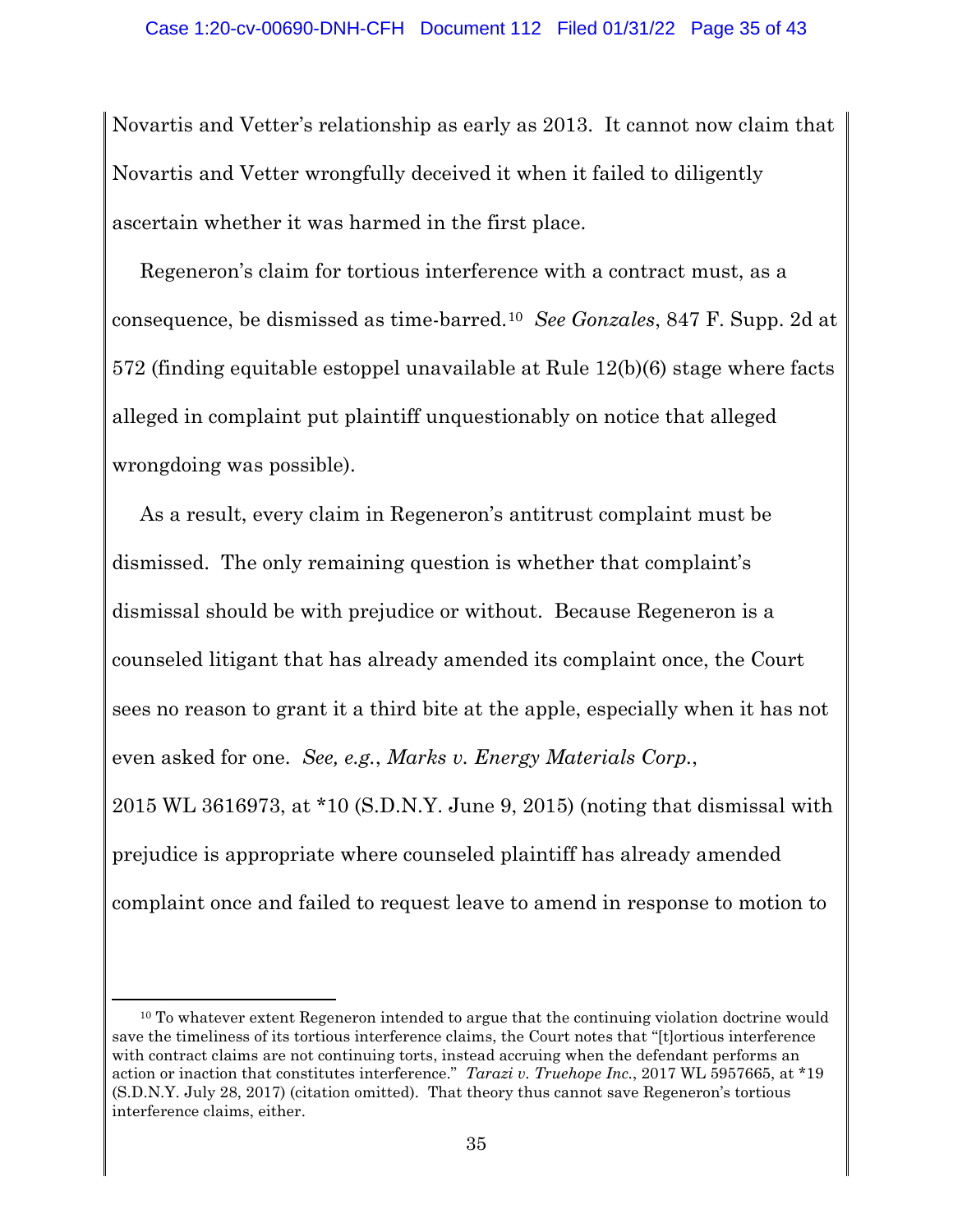Novartis and Vetter's relationship as early as 2013. It cannot now claim that Novartis and Vetter wrongfully deceived it when it failed to diligently ascertain whether it was harmed in the first place.

Regeneron's claim for tortious interference with a contract must, as a consequence, be dismissed as time-barred.[10] *See Gonzales*, 847 F. Supp. 2d at 572 (finding equitable estoppel unavailable at Rule 12(b)(6) stage where facts alleged in complaint put plaintiff unquestionably on notice that alleged wrongdoing was possible).

As a result, every claim in Regeneron's antitrust complaint must be dismissed. The only remaining question is whether that complaint's dismissal should be with prejudice or without. Because Regeneron is a counseled litigant that has already amended its complaint once, the Court sees no reason to grant it a third bite at the apple, especially when it has not even asked for one. *See, e.g.*, *Marks v. Energy Materials Corp.*, 2015 WL 3616973, at *10 (S.D.N.Y. June 9, 2015) (noting that dismissal with prejudice is appropriate where counseled plaintiff has already amended complaint once and failed to request leave to amend in response to motion to

---

[10] To whatever extent Regeneron intended to argue that the continuing violation doctrine would save the timeliness of its tortious interference claims, the Court notes that "[t]ortious interference with contract claims are not continuing torts, instead accruing when the defendant performs an action or inaction that constitutes interference." *Tarazi v. Truehope Inc.*, 2017 WL 5957665, at *19 (S.D.N.Y. July 28, 2017) (citation omitted). That theory thus cannot save Regeneron's tortious interference claims, either.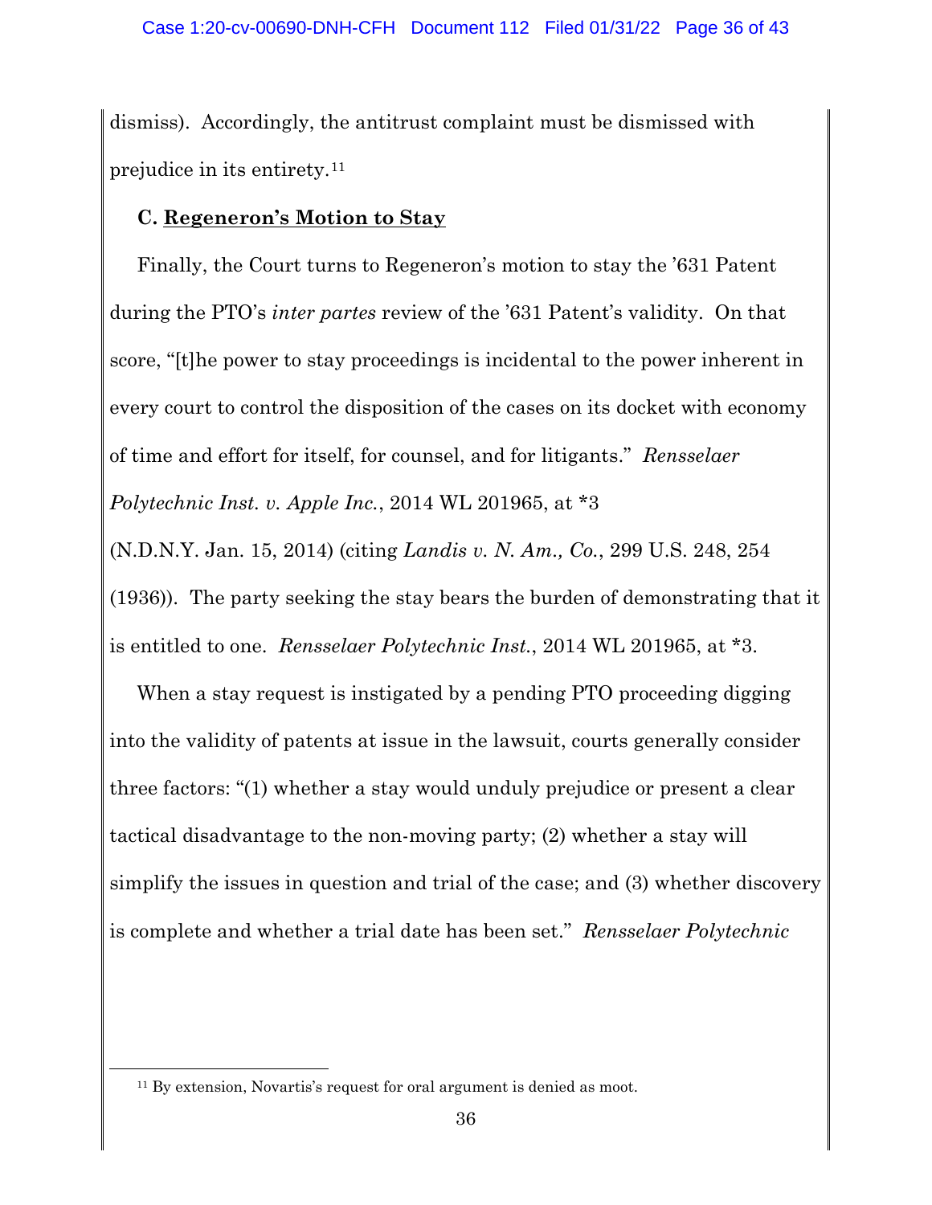dismiss). Accordingly, the antitrust complaint must be dismissed with prejudice in its entirety.[11]

### C. **Regeneron's Motion to Stay**

Finally, the Court turns to Regeneron's motion to stay the '631 Patent during the PTO's *inter partes* review of the '631 Patent's validity. On that score, "[t]he power to stay proceedings is incidental to the power inherent in every court to control the disposition of the cases on its docket with economy of time and effort for itself, for counsel, and for litigants." *Rensselaer Polytechnic Inst. v. Apple Inc.*, 2014 WL 201965, at *3 (N.D.N.Y. Jan. 15, 2014) (citing *Landis v. N. Am., Co.*, 299 U.S. 248, 254 (1936)). The party seeking the stay bears the burden of demonstrating that it is entitled to one. *Rensselaer Polytechnic Inst.*, 2014 WL 201965, at *3.

When a stay request is instigated by a pending PTO proceeding digging into the validity of patents at issue in the lawsuit, courts generally consider three factors: "(1) whether a stay would unduly prejudice or present a clear tactical disadvantage to the non-moving party; (2) whether a stay will simplify the issues in question and trial of the case; and (3) whether discovery is complete and whether a trial date has been set." *Rensselaer Polytechnic*

---

[11] By extension, Novartis's request for oral argument is denied as moot.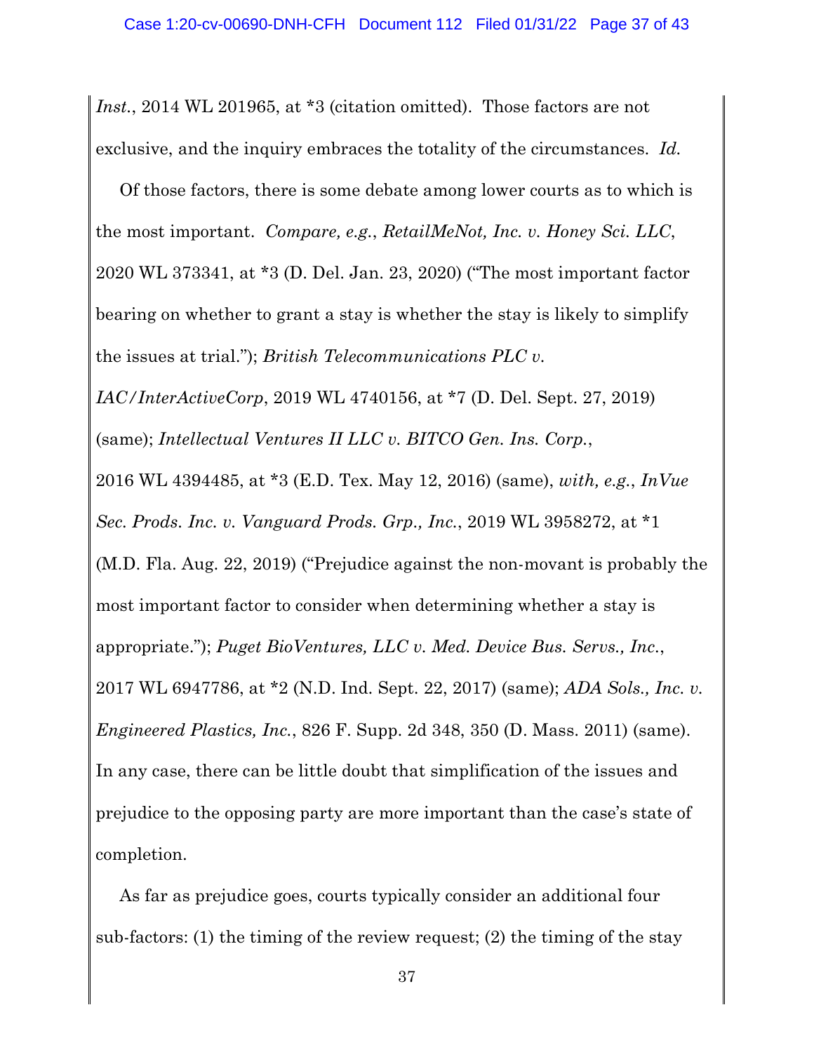*Inst.*, 2014 WL 201965, at *3 (citation omitted). Those factors are not exclusive, and the inquiry embraces the totality of the circumstances. *Id.*

Of those factors, there is some debate among lower courts as to which is the most important. *Compare, e.g.*, *RetailMeNot, Inc. v. Honey Sci. LLC*, 2020 WL 373341, at *3 (D. Del. Jan. 23, 2020) ("The most important factor bearing on whether to grant a stay is whether the stay is likely to simplify the issues at trial."); *British Telecommunications PLC v. IAC/InterActiveCorp*, 2019 WL 4740156, at *7 (D. Del. Sept. 27, 2019) (same); *Intellectual Ventures II LLC v. BITCO Gen. Ins. Corp.*, 2016 WL 4394485, at *3 (E.D. Tex. May 12, 2016) (same), *with, e.g.*, *InVue Sec. Prods. Inc. v. Vanguard Prods. Grp., Inc.*, 2019 WL 3958272, at *1 (M.D. Fla. Aug. 22, 2019) ("Prejudice against the non-movant is probably the most important factor to consider when determining whether a stay is appropriate."); *Puget BioVentures, LLC v. Med. Device Bus. Servs., Inc.*, 2017 WL 6947786, at *2 (N.D. Ind. Sept. 22, 2017) (same); *ADA Sols., Inc. v. Engineered Plastics, Inc.*, 826 F. Supp. 2d 348, 350 (D. Mass. 2011) (same). In any case, there can be little doubt that simplification of the issues and prejudice to the opposing party are more important than the case's state of completion.

As far as prejudice goes, courts typically consider an additional four sub-factors: (1) the timing of the review request; (2) the timing of the stay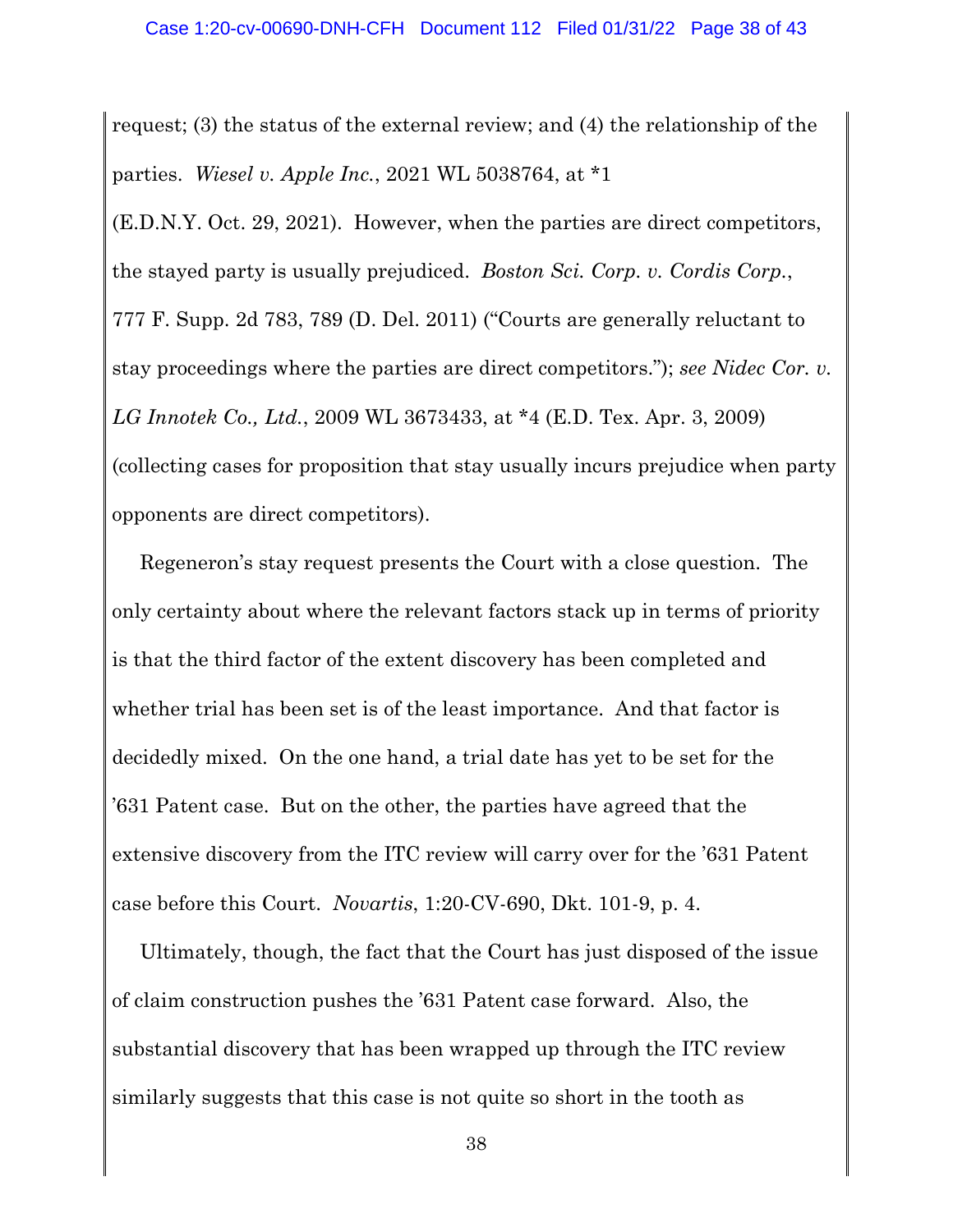request; (3) the status of the external review; and (4) the relationship of the parties. *Wiesel v. Apple Inc.*, 2021 WL 5038764, at *1 (E.D.N.Y. Oct. 29, 2021). However, when the parties are direct competitors, the stayed party is usually prejudiced. *Boston Sci. Corp. v. Cordis Corp.*, 777 F. Supp. 2d 783, 789 (D. Del. 2011) ("Courts are generally reluctant to stay proceedings where the parties are direct competitors."); *see Nidec Cor. v. LG Innotek Co., Ltd.*, 2009 WL 3673433, at *4 (E.D. Tex. Apr. 3, 2009) (collecting cases for proposition that stay usually incurs prejudice when party opponents are direct competitors).

Regeneron's stay request presents the Court with a close question. The only certainty about where the relevant factors stack up in terms of priority is that the third factor of the extent discovery has been completed and whether trial has been set is of the least importance. And that factor is decidedly mixed. On the one hand, a trial date has yet to be set for the '631 Patent case. But on the other, the parties have agreed that the extensive discovery from the ITC review will carry over for the '631 Patent case before this Court. *Novartis*, 1:20-CV-690, Dkt. 101-9, p. 4.

Ultimately, though, the fact that the Court has just disposed of the issue of claim construction pushes the '631 Patent case forward. Also, the substantial discovery that has been wrapped up through the ITC review similarly suggests that this case is not quite so short in the tooth as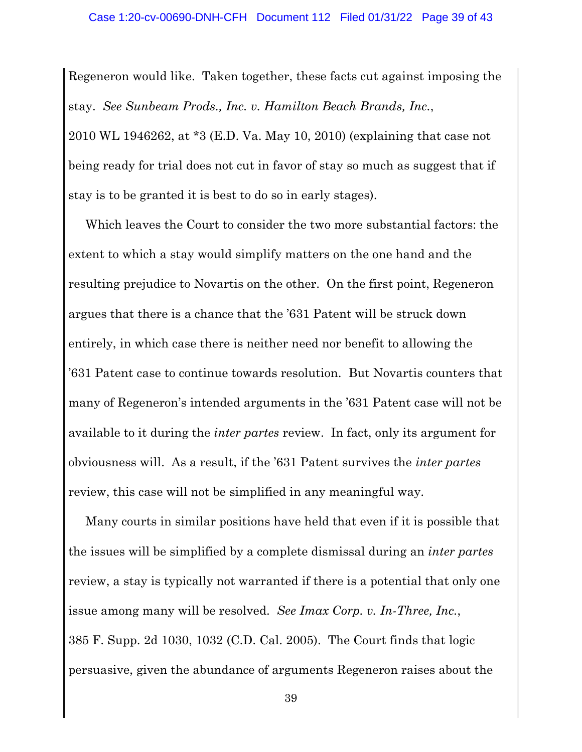Regeneron would like. Taken together, these facts cut against imposing the stay. *See Sunbeam Prods., Inc. v. Hamilton Beach Brands, Inc.*, 2010 WL 1946262, at *3 (E.D. Va. May 10, 2010) (explaining that case not being ready for trial does not cut in favor of stay so much as suggest that if stay is to be granted it is best to do so in early stages).

Which leaves the Court to consider the two more substantial factors: the extent to which a stay would simplify matters on the one hand and the resulting prejudice to Novartis on the other. On the first point, Regeneron argues that there is a chance that the ’631 Patent will be struck down entirely, in which case there is neither need nor benefit to allowing the ’631 Patent case to continue towards resolution. But Novartis counters that many of Regeneron’s intended arguments in the ’631 Patent case will not be available to it during the *inter partes* review. In fact, only its argument for obviousness will. As a result, if the ’631 Patent survives the *inter partes* review, this case will not be simplified in any meaningful way.

Many courts in similar positions have held that even if it is possible that the issues will be simplified by a complete dismissal during an *inter partes* review, a stay is typically not warranted if there is a potential that only one issue among many will be resolved. *See Imax Corp. v. In-Three, Inc.*, 385 F. Supp. 2d 1030, 1032 (C.D. Cal. 2005). The Court finds that logic persuasive, given the abundance of arguments Regeneron raises about the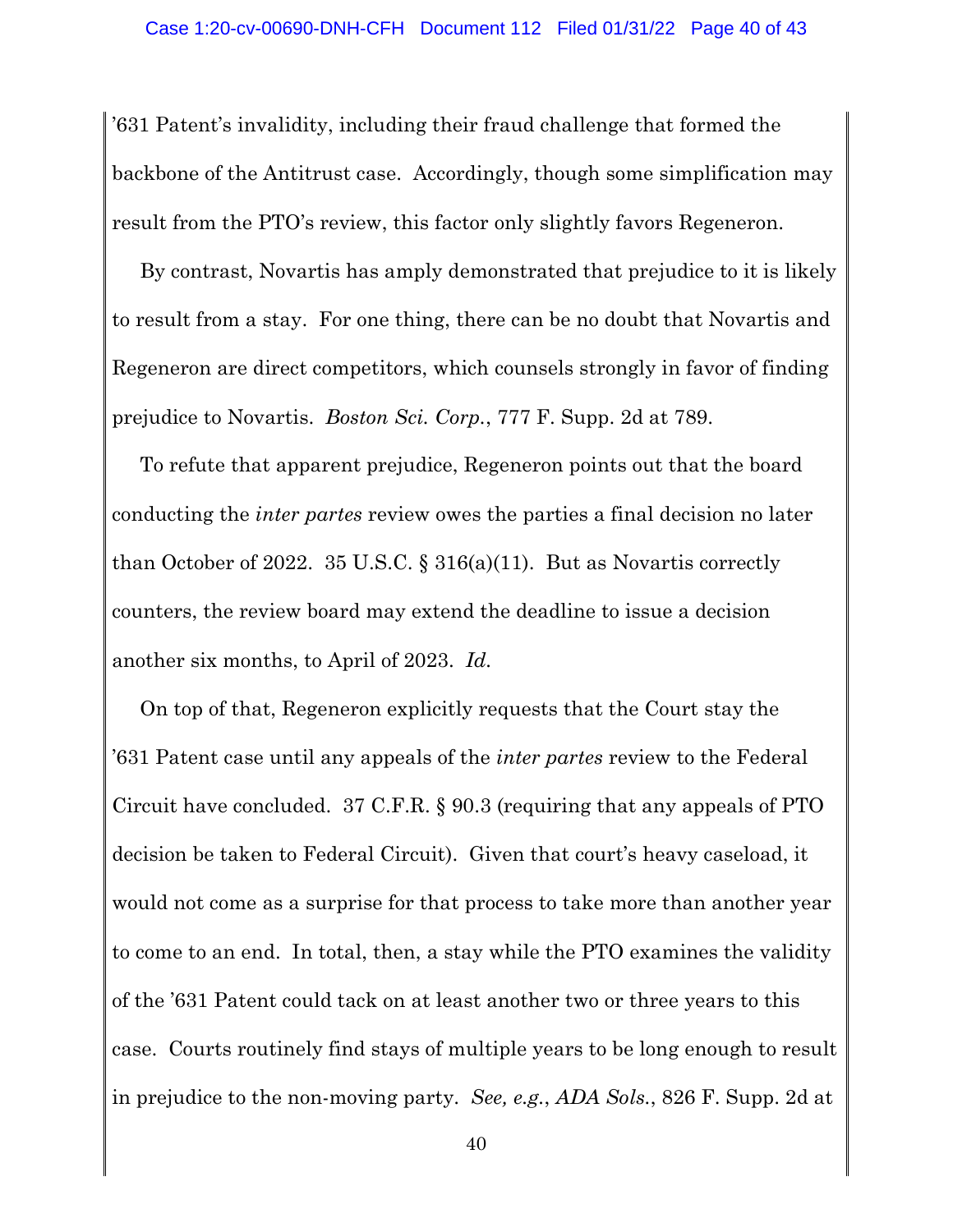’631 Patent’s invalidity, including their fraud challenge that formed the backbone of the Antitrust case. Accordingly, though some simplification may result from the PTO’s review, this factor only slightly favors Regeneron.

By contrast, Novartis has amply demonstrated that prejudice to it is likely to result from a stay. For one thing, there can be no doubt that Novartis and Regeneron are direct competitors, which counsels strongly in favor of finding prejudice to Novartis. *Boston Sci. Corp.*, 777 F. Supp. 2d at 789.

To refute that apparent prejudice, Regeneron points out that the board conducting the *inter partes* review owes the parties a final decision no later than October of 2022. 35 U.S.C. § 316(a)(11). But as Novartis correctly counters, the review board may extend the deadline to issue a decision another six months, to April of 2023. *Id.*

On top of that, Regeneron explicitly requests that the Court stay the ’631 Patent case until any appeals of the *inter partes* review to the Federal Circuit have concluded. 37 C.F.R. § 90.3 (requiring that any appeals of PTO decision be taken to Federal Circuit). Given that court’s heavy caseload, it would not come as a surprise for that process to take more than another year to come to an end. In total, then, a stay while the PTO examines the validity of the ’631 Patent could tack on at least another two or three years to this case. Courts routinely find stays of multiple years to be long enough to result in prejudice to the non-moving party. *See, e.g.*, *ADA Sols.*, 826 F. Supp. 2d at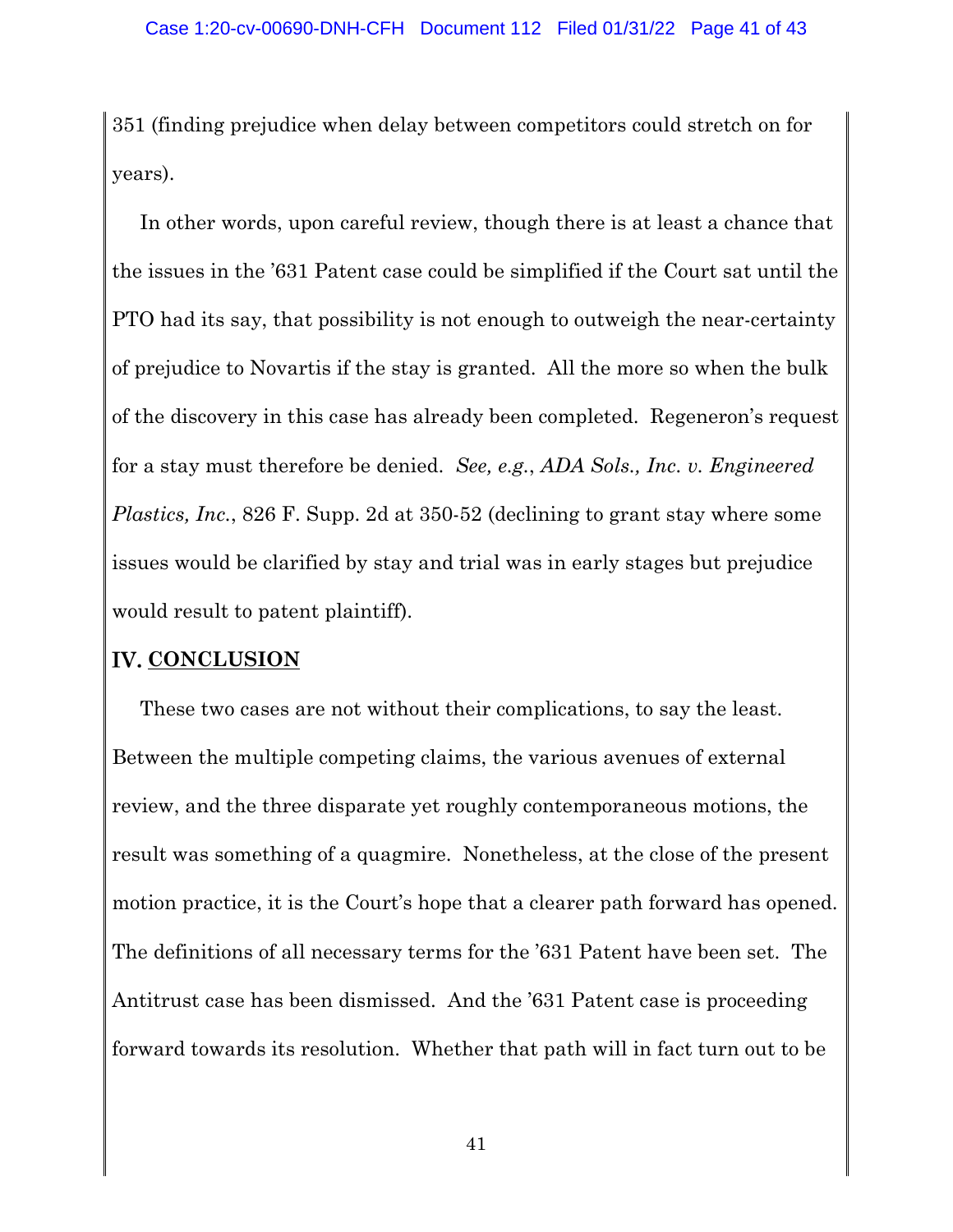351 (finding prejudice when delay between competitors could stretch on for years).

In other words, upon careful review, though there is at least a chance that the issues in the '631 Patent case could be simplified if the Court sat until the PTO had its say, that possibility is not enough to outweigh the near-certainty of prejudice to Novartis if the stay is granted. All the more so when the bulk of the discovery in this case has already been completed. Regeneron's request for a stay must therefore be denied. *See, e.g.*, *ADA Sols., Inc. v. Engineered Plastics, Inc.*, 826 F. Supp. 2d at 350-52 (declining to grant stay where some issues would be clarified by stay and trial was in early stages but prejudice would result to patent plaintiff).

## IV. CONCLUSION

These two cases are not without their complications, to say the least. Between the multiple competing claims, the various avenues of external review, and the three disparate yet roughly contemporaneous motions, the result was something of a quagmire. Nonetheless, at the close of the present motion practice, it is the Court's hope that a clearer path forward has opened. The definitions of all necessary terms for the '631 Patent have been set. The Antitrust case has been dismissed. And the '631 Patent case is proceeding forward towards its resolution. Whether that path will in fact turn out to be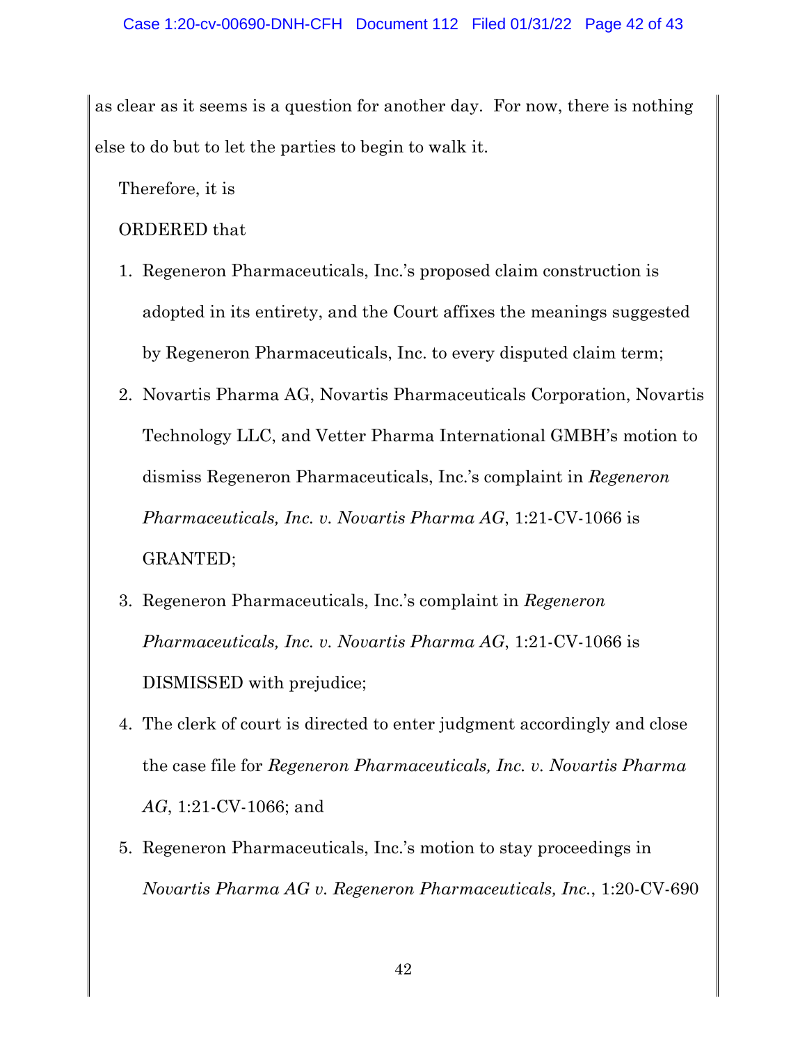as clear as it seems is a question for another day. For now, there is nothing else to do but to let the parties to begin to walk it.

Therefore, it is

ORDERED that

1. Regeneron Pharmaceuticals, Inc.'s proposed claim construction is adopted in its entirety, and the Court affixes the meanings suggested by Regeneron Pharmaceuticals, Inc. to every disputed claim term;
2. Novartis Pharma AG, Novartis Pharmaceuticals Corporation, Novartis Technology LLC, and Vetter Pharma International GMBH's motion to dismiss Regeneron Pharmaceuticals, Inc.'s complaint in *Regeneron Pharmaceuticals, Inc. v. Novartis Pharma AG*, 1:21-CV-1066 is GRANTED;
3. Regeneron Pharmaceuticals, Inc.'s complaint in *Regeneron Pharmaceuticals, Inc. v. Novartis Pharma AG*, 1:21-CV-1066 is DISMISSED with prejudice;
4. The clerk of court is directed to enter judgment accordingly and close the case file for *Regeneron Pharmaceuticals, Inc. v. Novartis Pharma AG*, 1:21-CV-1066; and
5. Regeneron Pharmaceuticals, Inc.'s motion to stay proceedings in *Novartis Pharma AG v. Regeneron Pharmaceuticals, Inc.*, 1:20-CV-690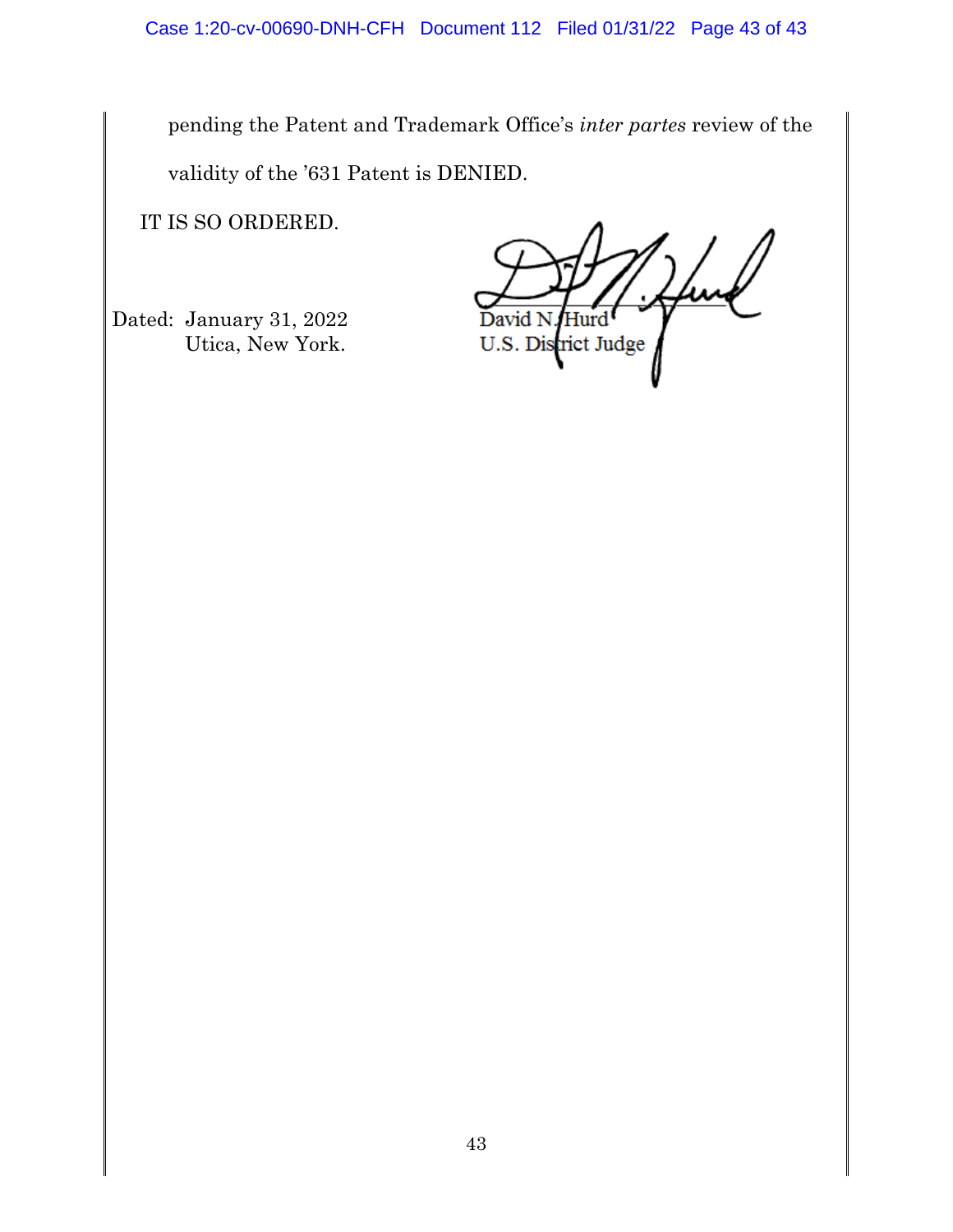pending the Patent and Trademark Office's *inter partes* review of the validity of the '631 Patent is DENIED.

IT IS SO ORDERED.

Dated: January 31, 2022
Utica, New York.

David N. Hurd
U.S. District Judge